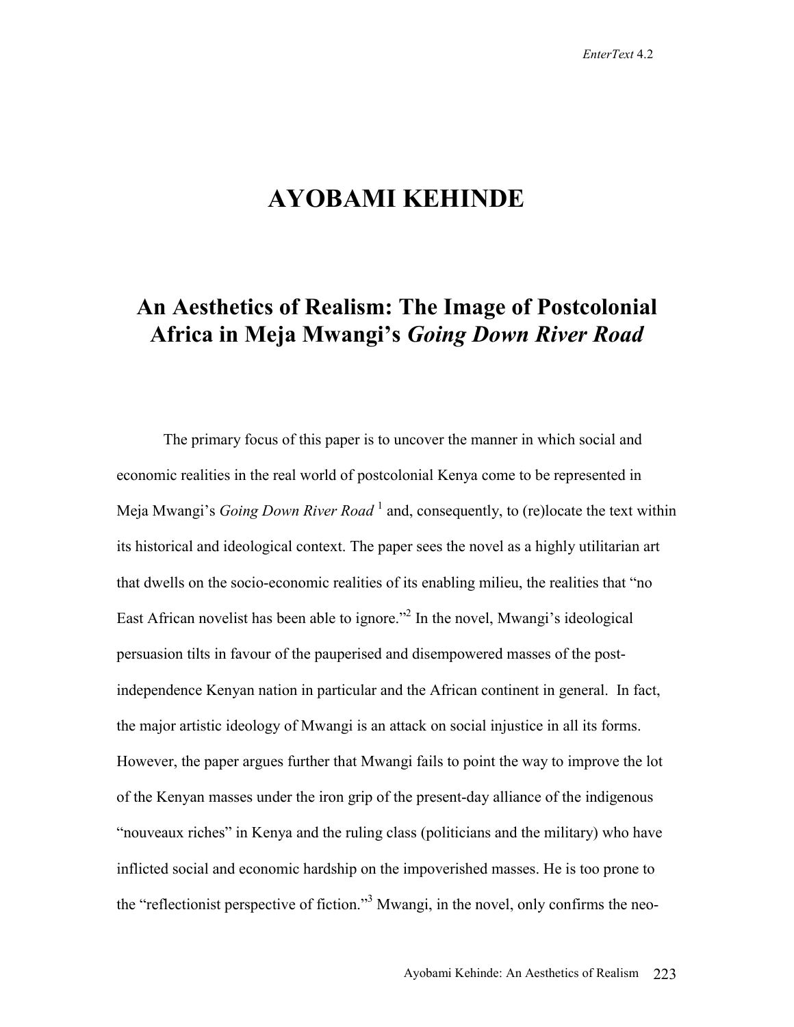# AYOBAMI KEHINDE

## An Aesthetics of Realism: The Image of Postcolonial Africa in Meja Mwangi's *Going Down River Road*

The primary focus of this paper is to uncover the manner in which social and economic realities in the real world of postcolonial Kenya come to be represented in Meja Mwangi's *Going Down River Road* [1] and, consequently, to (re)locate the text within its historical and ideological context. The paper sees the novel as a highly utilitarian art that dwells on the socio-economic realities of its enabling milieu, the realities that "no East African novelist has been able to ignore."[2] In the novel, Mwangi's ideological persuasion tilts in favour of the pauperised and disempowered masses of the post-independence Kenyan nation in particular and the African continent in general. In fact, the major artistic ideology of Mwangi is an attack on social injustice in all its forms. However, the paper argues further that Mwangi fails to point the way to improve the lot of the Kenyan masses under the iron grip of the present-day alliance of the indigenous "nouveaux riches" in Kenya and the ruling class (politicians and the military) who have inflicted social and economic hardship on the impoverished masses. He is too prone to the "reflectionist perspective of fiction."[3] Mwangi, in the novel, only confirms the neo-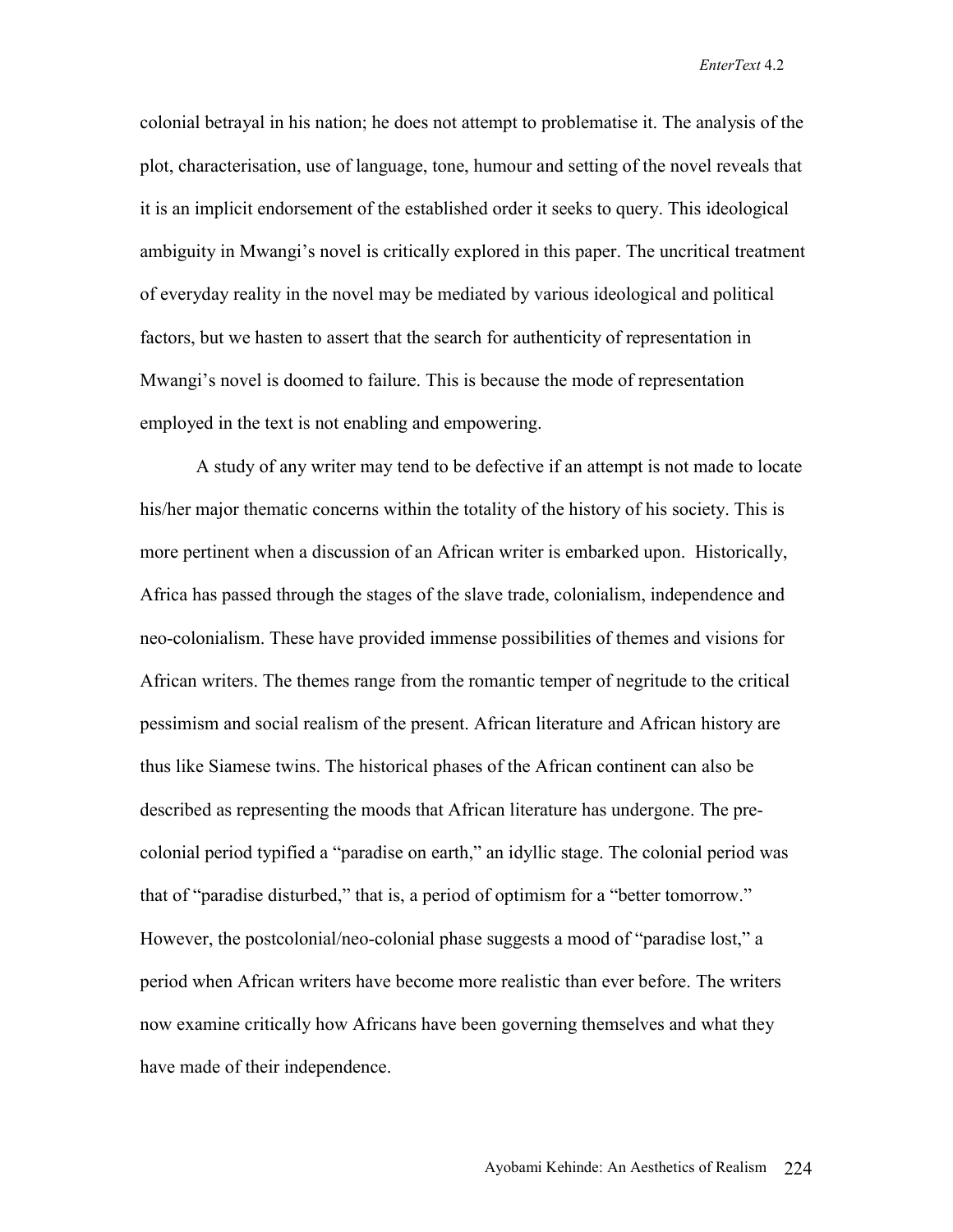colonial betrayal in his nation; he does not attempt to problematise it. The analysis of the plot, characterisation, use of language, tone, humour and setting of the novel reveals that it is an implicit endorsement of the established order it seeks to query. This ideological ambiguity in Mwangi's novel is critically explored in this paper. The uncritical treatment of everyday reality in the novel may be mediated by various ideological and political factors, but we hasten to assert that the search for authenticity of representation in Mwangi's novel is doomed to failure. This is because the mode of representation employed in the text is not enabling and empowering.

A study of any writer may tend to be defective if an attempt is not made to locate his/her major thematic concerns within the totality of the history of his society. This is more pertinent when a discussion of an African writer is embarked upon. Historically, Africa has passed through the stages of the slave trade, colonialism, independence and neo-colonialism. These have provided immense possibilities of themes and visions for African writers. The themes range from the romantic temper of negritude to the critical pessimism and social realism of the present. African literature and African history are thus like Siamese twins. The historical phases of the African continent can also be described as representing the moods that African literature has undergone. The pre-colonial period typified a "paradise on earth," an idyllic stage. The colonial period was that of "paradise disturbed," that is, a period of optimism for a "better tomorrow." However, the postcolonial/neo-colonial phase suggests a mood of "paradise lost," a period when African writers have become more realistic than ever before. The writers now examine critically how Africans have been governing themselves and what they have made of their independence.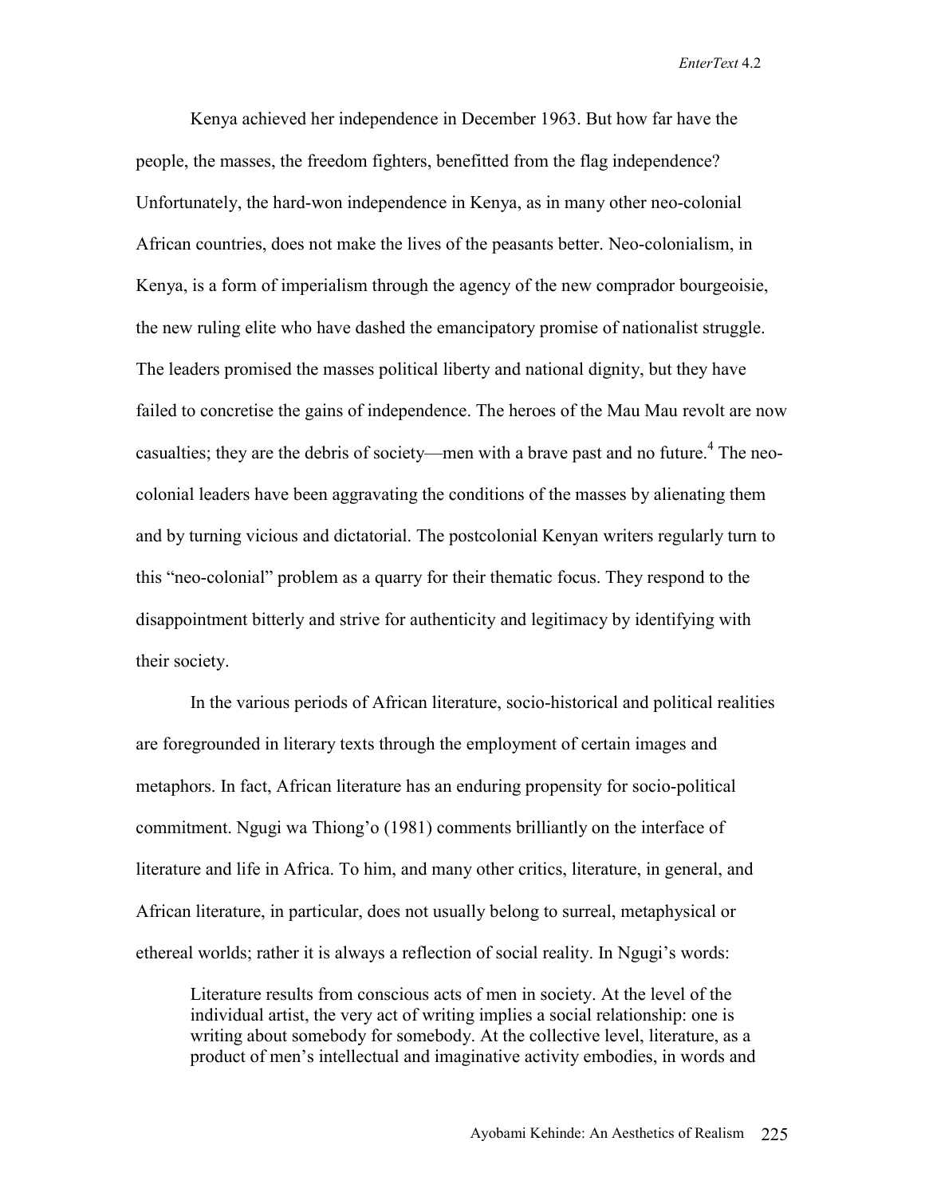Kenya achieved her independence in December 1963. But how far have the people, the masses, the freedom fighters, benefitted from the flag independence? Unfortunately, the hard-won independence in Kenya, as in many other neo-colonial African countries, does not make the lives of the peasants better. Neo-colonialism, in Kenya, is a form of imperialism through the agency of the new comprador bourgeoisie, the new ruling elite who have dashed the emancipatory promise of nationalist struggle. The leaders promised the masses political liberty and national dignity, but they have failed to concretise the gains of independence. The heroes of the Mau Mau revolt are now casualties; they are the debris of society—men with a brave past and no future.[4] The neo-colonial leaders have been aggravating the conditions of the masses by alienating them and by turning vicious and dictatorial. The postcolonial Kenyan writers regularly turn to this "neo-colonial" problem as a quarry for their thematic focus. They respond to the disappointment bitterly and strive for authenticity and legitimacy by identifying with their society.

In the various periods of African literature, socio-historical and political realities are foregrounded in literary texts through the employment of certain images and metaphors. In fact, African literature has an enduring propensity for socio-political commitment. Ngugi wa Thiong'o (1981) comments brilliantly on the interface of literature and life in Africa. To him, and many other critics, literature, in general, and African literature, in particular, does not usually belong to surreal, metaphysical or ethereal worlds; rather it is always a reflection of social reality. In Ngugi's words:

> Literature results from conscious acts of men in society. At the level of the individual artist, the very act of writing implies a social relationship: one is writing about somebody for somebody. At the collective level, literature, as a product of men's intellectual and imaginative activity embodies, in words and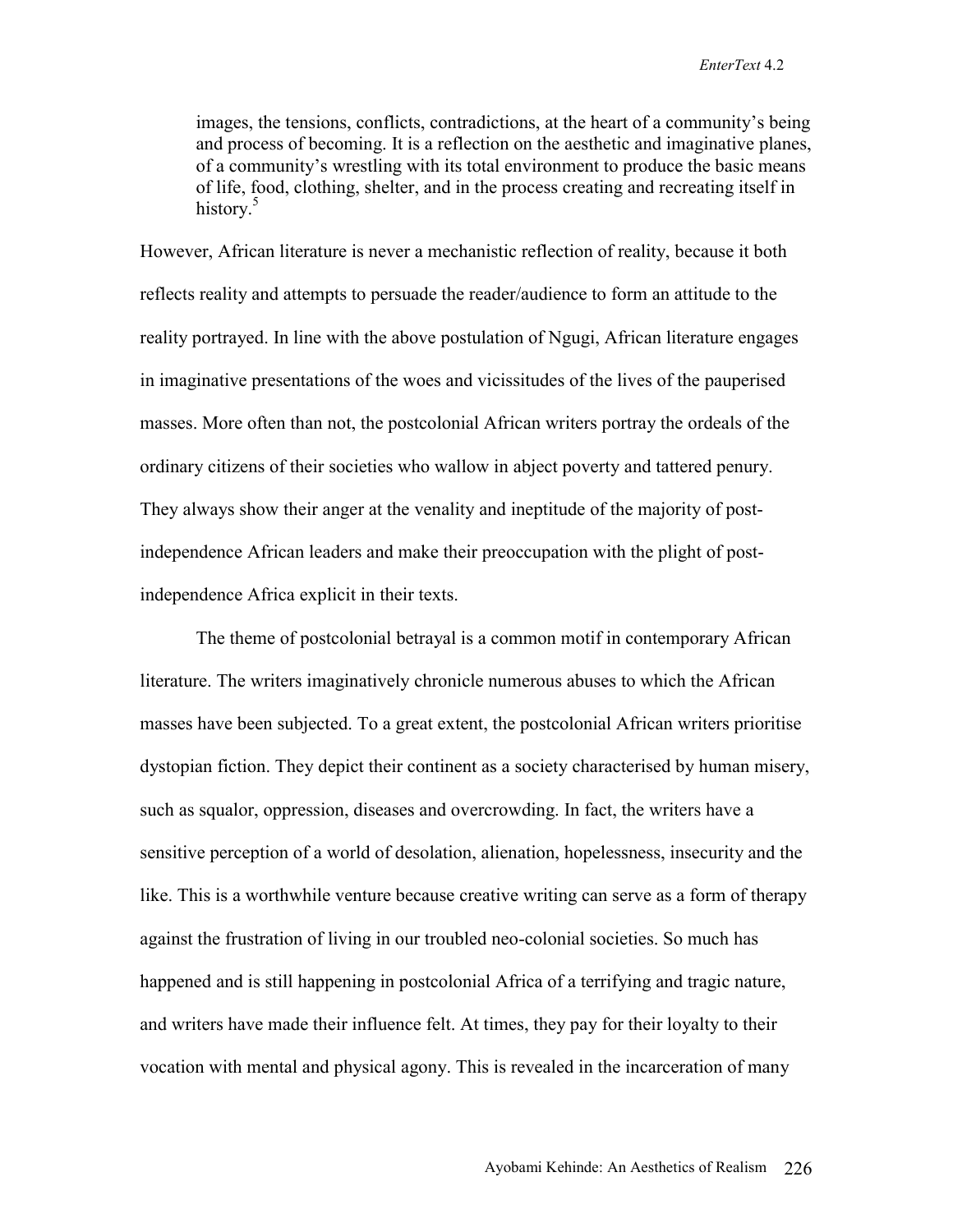> images, the tensions, conflicts, contradictions, at the heart of a community's being and process of becoming. It is a reflection on the aesthetic and imaginative planes, of a community's wrestling with its total environment to produce the basic means of life, food, clothing, shelter, and in the process creating and recreating itself in history.[5]

However, African literature is never a mechanistic reflection of reality, because it both reflects reality and attempts to persuade the reader/audience to form an attitude to the reality portrayed. In line with the above postulation of Ngugi, African literature engages in imaginative presentations of the woes and vicissitudes of the lives of the pauperised masses. More often than not, the postcolonial African writers portray the ordeals of the ordinary citizens of their societies who wallow in abject poverty and tattered penury. They always show their anger at the venality and ineptitude of the majority of post-independence African leaders and make their preoccupation with the plight of post-independence Africa explicit in their texts.

The theme of postcolonial betrayal is a common motif in contemporary African literature. The writers imaginatively chronicle numerous abuses to which the African masses have been subjected. To a great extent, the postcolonial African writers prioritise dystopian fiction. They depict their continent as a society characterised by human misery, such as squalor, oppression, diseases and overcrowding. In fact, the writers have a sensitive perception of a world of desolation, alienation, hopelessness, insecurity and the like. This is a worthwhile venture because creative writing can serve as a form of therapy against the frustration of living in our troubled neo-colonial societies. So much has happened and is still happening in postcolonial Africa of a terrifying and tragic nature, and writers have made their influence felt. At times, they pay for their loyalty to their vocation with mental and physical agony. This is revealed in the incarceration of many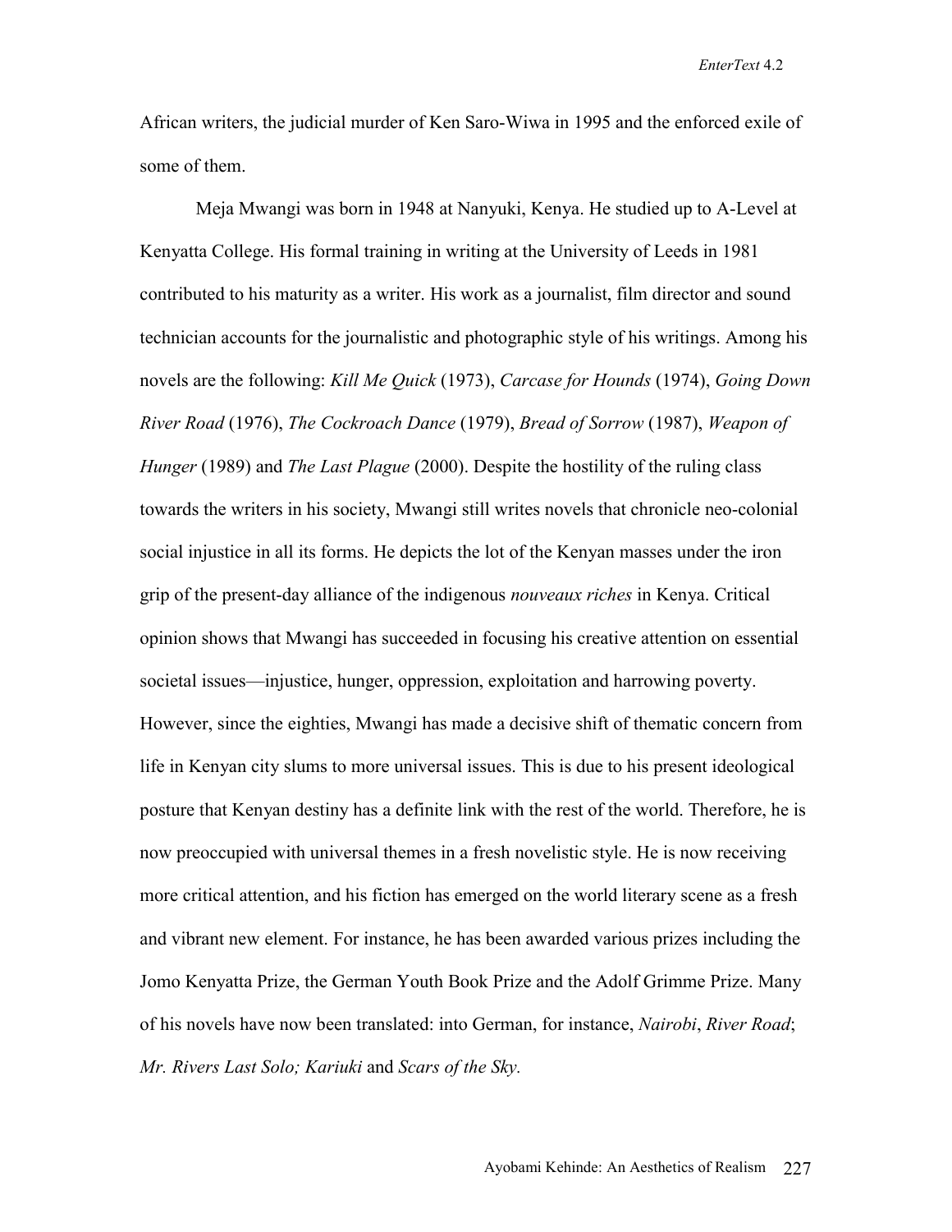African writers, the judicial murder of Ken Saro-Wiwa in 1995 and the enforced exile of some of them.

Meja Mwangi was born in 1948 at Nanyuki, Kenya. He studied up to A-Level at Kenyatta College. His formal training in writing at the University of Leeds in 1981 contributed to his maturity as a writer. His work as a journalist, film director and sound technician accounts for the journalistic and photographic style of his writings. Among his novels are the following: *Kill Me Quick* (1973), *Carcase for Hounds* (1974), *Going Down River Road* (1976), *The Cockroach Dance* (1979), *Bread of Sorrow* (1987), *Weapon of Hunger* (1989) and *The Last Plague* (2000). Despite the hostility of the ruling class towards the writers in his society, Mwangi still writes novels that chronicle neo-colonial social injustice in all its forms. He depicts the lot of the Kenyan masses under the iron grip of the present-day alliance of the indigenous *nouveaux riches* in Kenya. Critical opinion shows that Mwangi has succeeded in focusing his creative attention on essential societal issues—injustice, hunger, oppression, exploitation and harrowing poverty. However, since the eighties, Mwangi has made a decisive shift of thematic concern from life in Kenyan city slums to more universal issues. This is due to his present ideological posture that Kenyan destiny has a definite link with the rest of the world. Therefore, he is now preoccupied with universal themes in a fresh novelistic style. He is now receiving more critical attention, and his fiction has emerged on the world literary scene as a fresh and vibrant new element. For instance, he has been awarded various prizes including the Jomo Kenyatta Prize, the German Youth Book Prize and the Adolf Grimme Prize. Many of his novels have now been translated: into German, for instance, *Nairobi*, *River Road*; *Mr. Rivers Last Solo; Kariuki* and *Scars of the Sky.*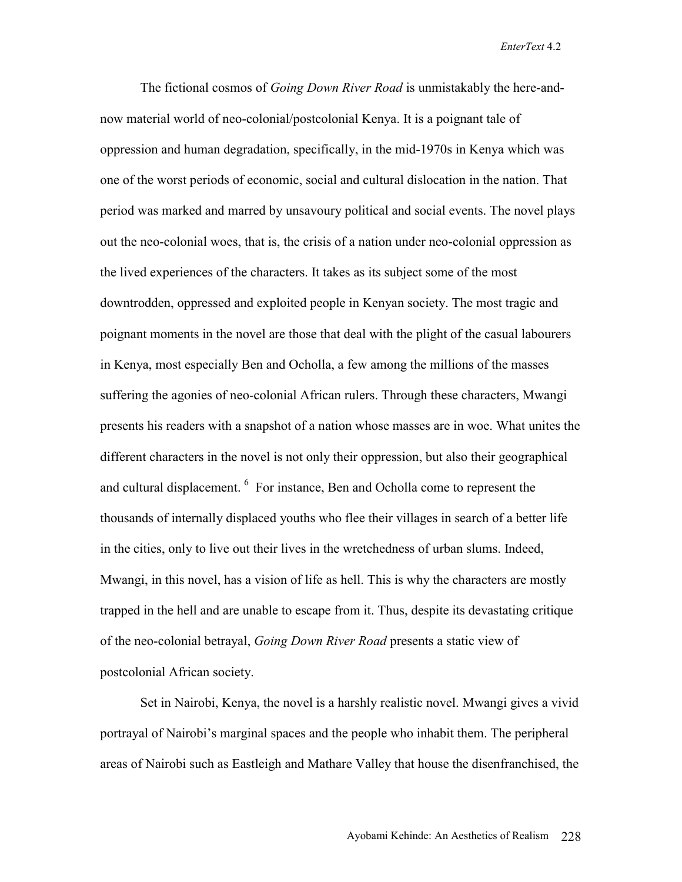The fictional cosmos of *Going Down River Road* is unmistakably the here-and-now material world of neo-colonial/postcolonial Kenya. It is a poignant tale of oppression and human degradation, specifically, in the mid-1970s in Kenya which was one of the worst periods of economic, social and cultural dislocation in the nation. That period was marked and marred by unsavoury political and social events. The novel plays out the neo-colonial woes, that is, the crisis of a nation under neo-colonial oppression as the lived experiences of the characters. It takes as its subject some of the most downtrodden, oppressed and exploited people in Kenyan society. The most tragic and poignant moments in the novel are those that deal with the plight of the casual labourers in Kenya, most especially Ben and Ocholla, a few among the millions of the masses suffering the agonies of neo-colonial African rulers. Through these characters, Mwangi presents his readers with a snapshot of a nation whose masses are in woe. What unites the different characters in the novel is not only their oppression, but also their geographical and cultural displacement. [6] For instance, Ben and Ocholla come to represent the thousands of internally displaced youths who flee their villages in search of a better life in the cities, only to live out their lives in the wretchedness of urban slums. Indeed, Mwangi, in this novel, has a vision of life as hell. This is why the characters are mostly trapped in the hell and are unable to escape from it. Thus, despite its devastating critique of the neo-colonial betrayal, *Going Down River Road* presents a static view of postcolonial African society.

Set in Nairobi, Kenya, the novel is a harshly realistic novel. Mwangi gives a vivid portrayal of Nairobi's marginal spaces and the people who inhabit them. The peripheral areas of Nairobi such as Eastleigh and Mathare Valley that house the disenfranchised, the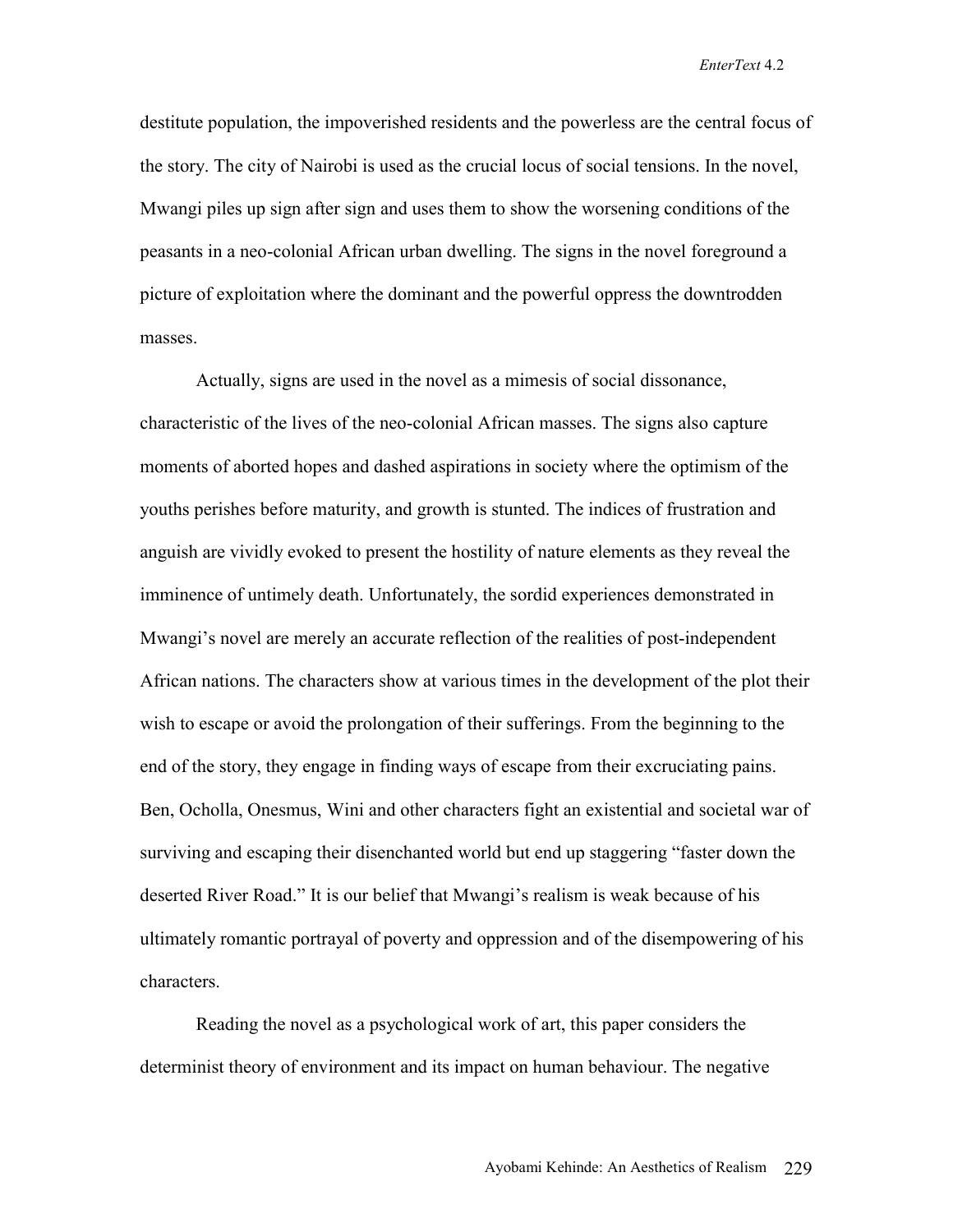destitute population, the impoverished residents and the powerless are the central focus of the story. The city of Nairobi is used as the crucial locus of social tensions. In the novel, Mwangi piles up sign after sign and uses them to show the worsening conditions of the peasants in a neo-colonial African urban dwelling. The signs in the novel foreground a picture of exploitation where the dominant and the powerful oppress the downtrodden masses.

Actually, signs are used in the novel as a mimesis of social dissonance, characteristic of the lives of the neo-colonial African masses. The signs also capture moments of aborted hopes and dashed aspirations in society where the optimism of the youths perishes before maturity, and growth is stunted. The indices of frustration and anguish are vividly evoked to present the hostility of nature elements as they reveal the imminence of untimely death. Unfortunately, the sordid experiences demonstrated in Mwangi's novel are merely an accurate reflection of the realities of post-independent African nations. The characters show at various times in the development of the plot their wish to escape or avoid the prolongation of their sufferings. From the beginning to the end of the story, they engage in finding ways of escape from their excruciating pains. Ben, Ocholla, Onesmus, Wini and other characters fight an existential and societal war of surviving and escaping their disenchanted world but end up staggering "faster down the deserted River Road." It is our belief that Mwangi's realism is weak because of his ultimately romantic portrayal of poverty and oppression and of the disempowering of his characters.

Reading the novel as a psychological work of art, this paper considers the determinist theory of environment and its impact on human behaviour. The negative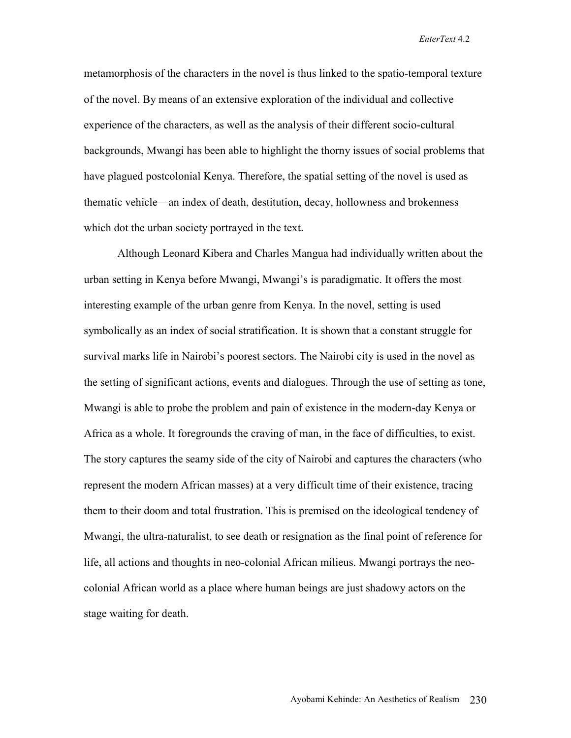metamorphosis of the characters in the novel is thus linked to the spatio-temporal texture of the novel. By means of an extensive exploration of the individual and collective experience of the characters, as well as the analysis of their different socio-cultural backgrounds, Mwangi has been able to highlight the thorny issues of social problems that have plagued postcolonial Kenya. Therefore, the spatial setting of the novel is used as thematic vehicle—an index of death, destitution, decay, hollowness and brokenness which dot the urban society portrayed in the text.

Although Leonard Kibera and Charles Mangua had individually written about the urban setting in Kenya before Mwangi, Mwangi's is paradigmatic. It offers the most interesting example of the urban genre from Kenya. In the novel, setting is used symbolically as an index of social stratification. It is shown that a constant struggle for survival marks life in Nairobi's poorest sectors. The Nairobi city is used in the novel as the setting of significant actions, events and dialogues. Through the use of setting as tone, Mwangi is able to probe the problem and pain of existence in the modern-day Kenya or Africa as a whole. It foregrounds the craving of man, in the face of difficulties, to exist. The story captures the seamy side of the city of Nairobi and captures the characters (who represent the modern African masses) at a very difficult time of their existence, tracing them to their doom and total frustration. This is premised on the ideological tendency of Mwangi, the ultra-naturalist, to see death or resignation as the final point of reference for life, all actions and thoughts in neo-colonial African milieus. Mwangi portrays the neo-colonial African world as a place where human beings are just shadowy actors on the stage waiting for death.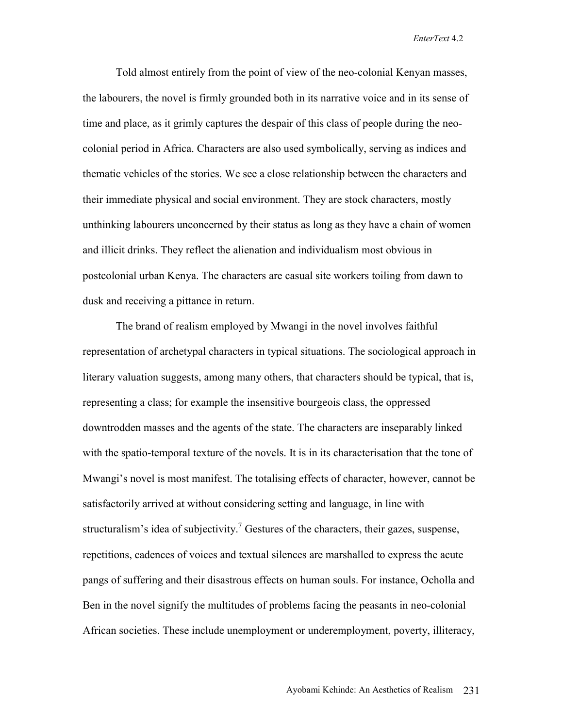Told almost entirely from the point of view of the neo-colonial Kenyan masses, the labourers, the novel is firmly grounded both in its narrative voice and in its sense of time and place, as it grimly captures the despair of this class of people during the neo-colonial period in Africa. Characters are also used symbolically, serving as indices and thematic vehicles of the stories. We see a close relationship between the characters and their immediate physical and social environment. They are stock characters, mostly unthinking labourers unconcerned by their status as long as they have a chain of women and illicit drinks. They reflect the alienation and individualism most obvious in postcolonial urban Kenya. The characters are casual site workers toiling from dawn to dusk and receiving a pittance in return.

The brand of realism employed by Mwangi in the novel involves faithful representation of archetypal characters in typical situations. The sociological approach in literary valuation suggests, among many others, that characters should be typical, that is, representing a class; for example the insensitive bourgeois class, the oppressed downtrodden masses and the agents of the state. The characters are inseparably linked with the spatio-temporal texture of the novels. It is in its characterisation that the tone of Mwangi's novel is most manifest. The totalising effects of character, however, cannot be satisfactorily arrived at without considering setting and language, in line with structuralism's idea of subjectivity.[7] Gestures of the characters, their gazes, suspense, repetitions, cadences of voices and textual silences are marshalled to express the acute pangs of suffering and their disastrous effects on human souls. For instance, Ocholla and Ben in the novel signify the multitudes of problems facing the peasants in neo-colonial African societies. These include unemployment or underemployment, poverty, illiteracy,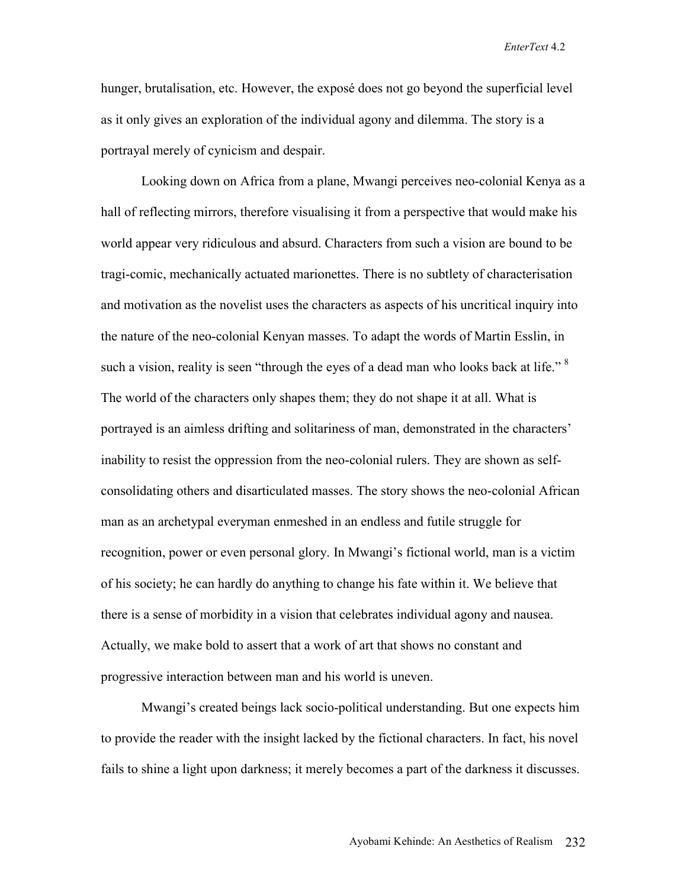hunger, brutalisation, etc. However, the exposé does not go beyond the superficial level as it only gives an exploration of the individual agony and dilemma. The story is a portrayal merely of cynicism and despair.

Looking down on Africa from a plane, Mwangi perceives neo-colonial Kenya as a hall of reflecting mirrors, therefore visualising it from a perspective that would make his world appear very ridiculous and absurd. Characters from such a vision are bound to be tragi-comic, mechanically actuated marionettes. There is no subtlety of characterisation and motivation as the novelist uses the characters as aspects of his uncritical inquiry into the nature of the neo-colonial Kenyan masses. To adapt the words of Martin Esslin, in such a vision, reality is seen "through the eyes of a dead man who looks back at life." [8] The world of the characters only shapes them; they do not shape it at all. What is portrayed is an aimless drifting and solitariness of man, demonstrated in the characters' inability to resist the oppression from the neo-colonial rulers. They are shown as self-consolidating others and disarticulated masses. The story shows the neo-colonial African man as an archetypal everyman enmeshed in an endless and futile struggle for recognition, power or even personal glory. In Mwangi's fictional world, man is a victim of his society; he can hardly do anything to change his fate within it. We believe that there is a sense of morbidity in a vision that celebrates individual agony and nausea. Actually, we make bold to assert that a work of art that shows no constant and progressive interaction between man and his world is uneven.

Mwangi's created beings lack socio-political understanding. But one expects him to provide the reader with the insight lacked by the fictional characters. In fact, his novel fails to shine a light upon darkness; it merely becomes a part of the darkness it discusses.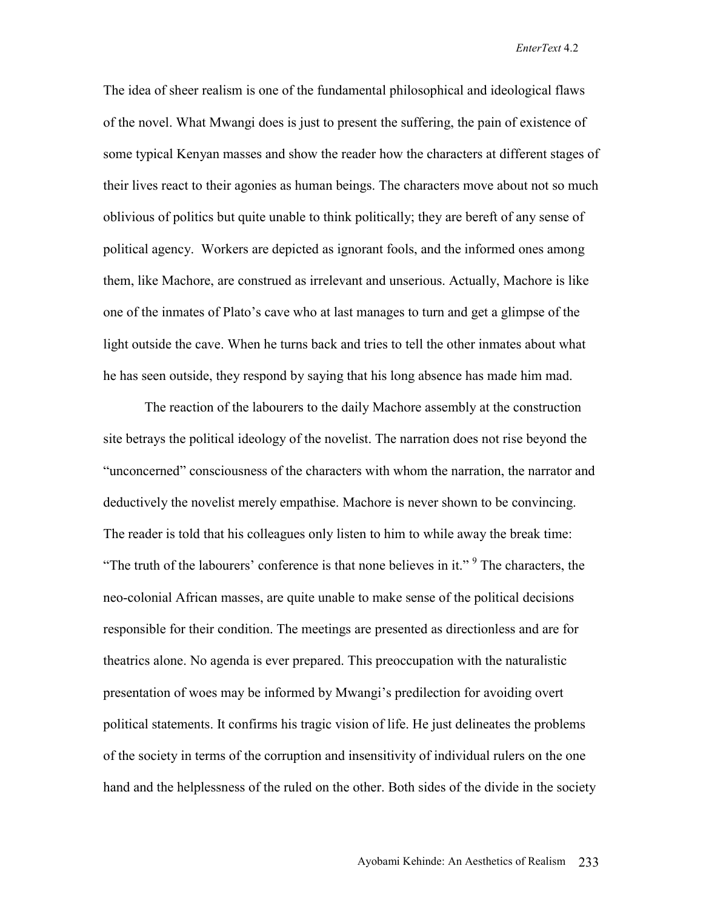The idea of sheer realism is one of the fundamental philosophical and ideological flaws of the novel. What Mwangi does is just to present the suffering, the pain of existence of some typical Kenyan masses and show the reader how the characters at different stages of their lives react to their agonies as human beings. The characters move about not so much oblivious of politics but quite unable to think politically; they are bereft of any sense of political agency. Workers are depicted as ignorant fools, and the informed ones among them, like Machore, are construed as irrelevant and unserious. Actually, Machore is like one of the inmates of Plato's cave who at last manages to turn and get a glimpse of the light outside the cave. When he turns back and tries to tell the other inmates about what he has seen outside, they respond by saying that his long absence has made him mad.

The reaction of the labourers to the daily Machore assembly at the construction site betrays the political ideology of the novelist. The narration does not rise beyond the "unconcerned" consciousness of the characters with whom the narration, the narrator and deductively the novelist merely empathise. Machore is never shown to be convincing. The reader is told that his colleagues only listen to him to while away the break time: "The truth of the labourers' conference is that none believes in it." [9] The characters, the neo-colonial African masses, are quite unable to make sense of the political decisions responsible for their condition. The meetings are presented as directionless and are for theatrics alone. No agenda is ever prepared. This preoccupation with the naturalistic presentation of woes may be informed by Mwangi's predilection for avoiding overt political statements. It confirms his tragic vision of life. He just delineates the problems of the society in terms of the corruption and insensitivity of individual rulers on the one hand and the helplessness of the ruled on the other. Both sides of the divide in the society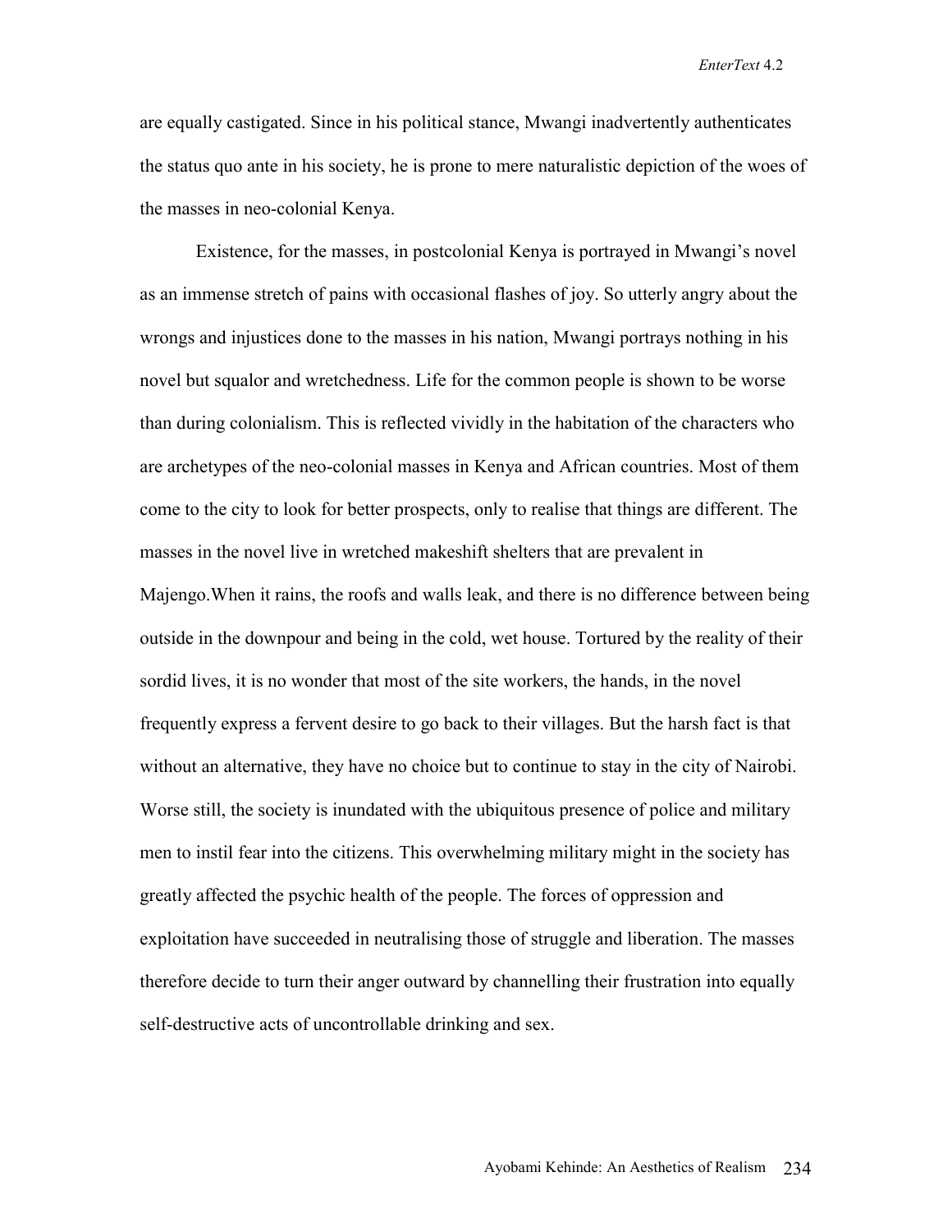are equally castigated. Since in his political stance, Mwangi inadvertently authenticates the status quo ante in his society, he is prone to mere naturalistic depiction of the woes of the masses in neo-colonial Kenya.

Existence, for the masses, in postcolonial Kenya is portrayed in Mwangi's novel as an immense stretch of pains with occasional flashes of joy. So utterly angry about the wrongs and injustices done to the masses in his nation, Mwangi portrays nothing in his novel but squalor and wretchedness. Life for the common people is shown to be worse than during colonialism. This is reflected vividly in the habitation of the characters who are archetypes of the neo-colonial masses in Kenya and African countries. Most of them come to the city to look for better prospects, only to realise that things are different. The masses in the novel live in wretched makeshift shelters that are prevalent in Majengo.When it rains, the roofs and walls leak, and there is no difference between being outside in the downpour and being in the cold, wet house. Tortured by the reality of their sordid lives, it is no wonder that most of the site workers, the hands, in the novel frequently express a fervent desire to go back to their villages. But the harsh fact is that without an alternative, they have no choice but to continue to stay in the city of Nairobi. Worse still, the society is inundated with the ubiquitous presence of police and military men to instil fear into the citizens. This overwhelming military might in the society has greatly affected the psychic health of the people. The forces of oppression and exploitation have succeeded in neutralising those of struggle and liberation. The masses therefore decide to turn their anger outward by channelling their frustration into equally self-destructive acts of uncontrollable drinking and sex.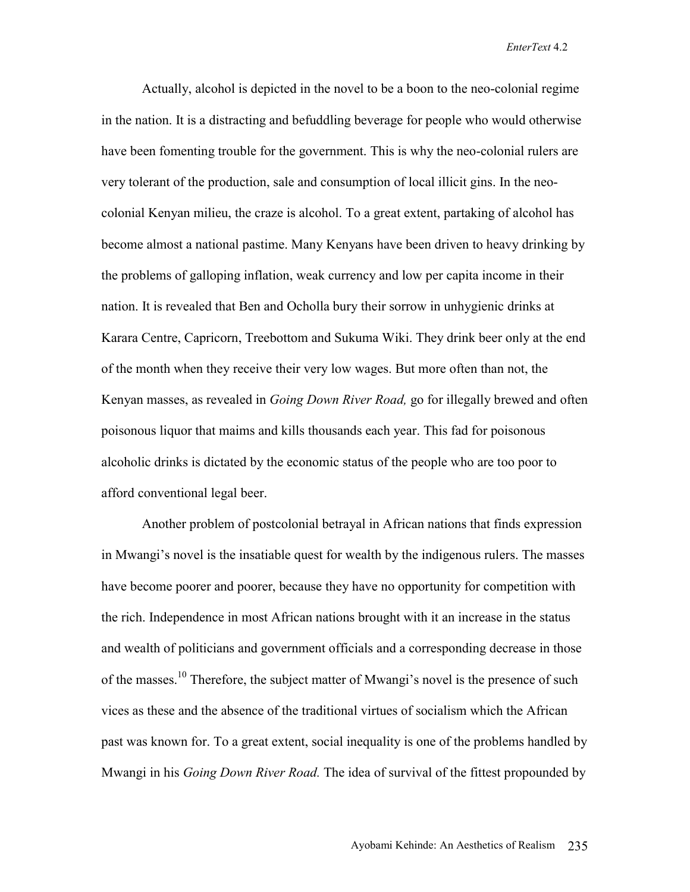Actually, alcohol is depicted in the novel to be a boon to the neo-colonial regime in the nation. It is a distracting and befuddling beverage for people who would otherwise have been fomenting trouble for the government. This is why the neo-colonial rulers are very tolerant of the production, sale and consumption of local illicit gins. In the neo-colonial Kenyan milieu, the craze is alcohol. To a great extent, partaking of alcohol has become almost a national pastime. Many Kenyans have been driven to heavy drinking by the problems of galloping inflation, weak currency and low per capita income in their nation. It is revealed that Ben and Ocholla bury their sorrow in unhygienic drinks at Karara Centre, Capricorn, Treebottom and Sukuma Wiki. They drink beer only at the end of the month when they receive their very low wages. But more often than not, the Kenyan masses, as revealed in *Going Down River Road,* go for illegally brewed and often poisonous liquor that maims and kills thousands each year. This fad for poisonous alcoholic drinks is dictated by the economic status of the people who are too poor to afford conventional legal beer.

Another problem of postcolonial betrayal in African nations that finds expression in Mwangi's novel is the insatiable quest for wealth by the indigenous rulers. The masses have become poorer and poorer, because they have no opportunity for competition with the rich. Independence in most African nations brought with it an increase in the status and wealth of politicians and government officials and a corresponding decrease in those of the masses.[10] Therefore, the subject matter of Mwangi's novel is the presence of such vices as these and the absence of the traditional virtues of socialism which the African past was known for. To a great extent, social inequality is one of the problems handled by Mwangi in his *Going Down River Road.* The idea of survival of the fittest propounded by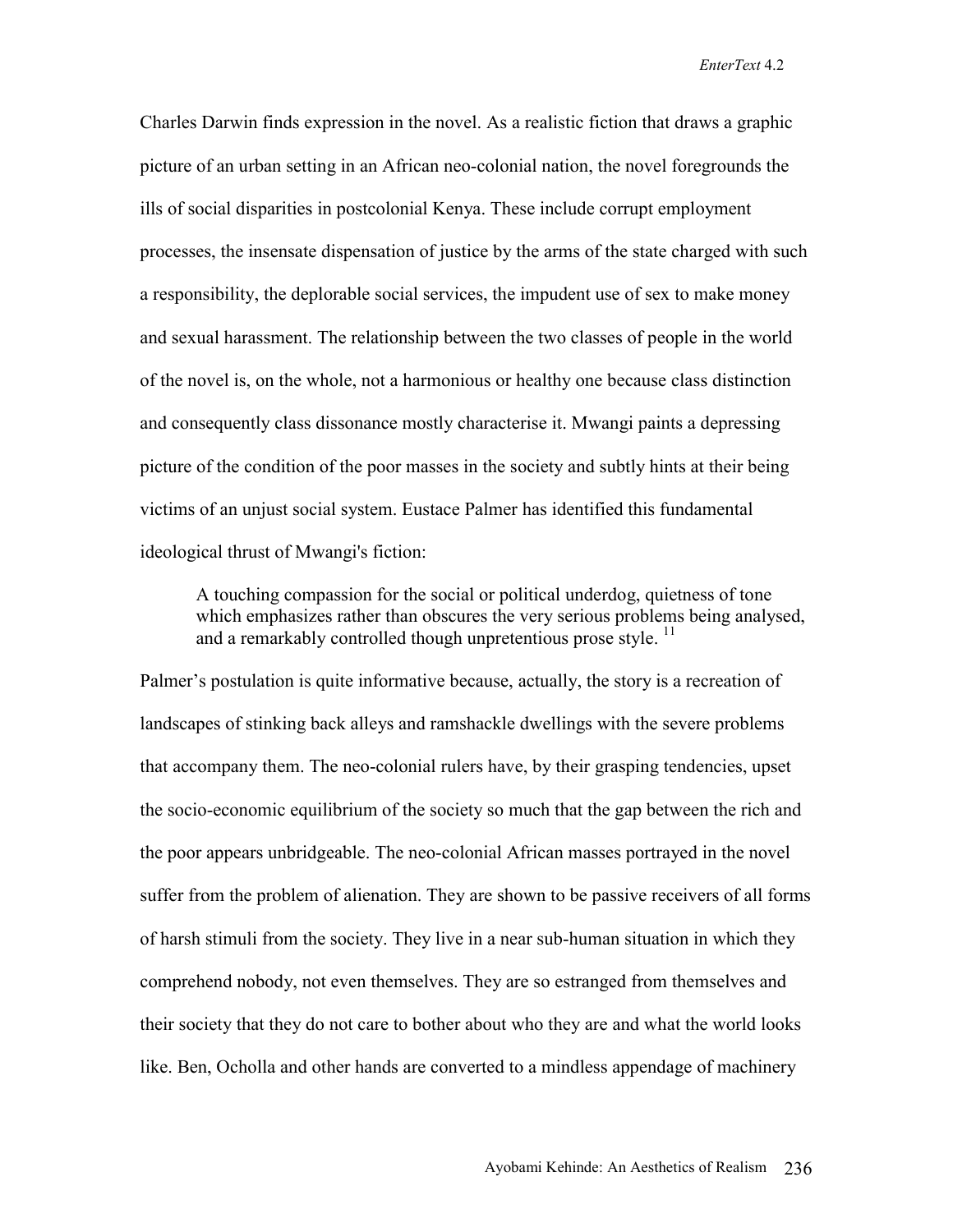Charles Darwin finds expression in the novel. As a realistic fiction that draws a graphic picture of an urban setting in an African neo-colonial nation, the novel foregrounds the ills of social disparities in postcolonial Kenya. These include corrupt employment processes, the insensate dispensation of justice by the arms of the state charged with such a responsibility, the deplorable social services, the impudent use of sex to make money and sexual harassment. The relationship between the two classes of people in the world of the novel is, on the whole, not a harmonious or healthy one because class distinction and consequently class dissonance mostly characterise it. Mwangi paints a depressing picture of the condition of the poor masses in the society and subtly hints at their being victims of an unjust social system. Eustace Palmer has identified this fundamental ideological thrust of Mwangi's fiction:

> A touching compassion for the social or political underdog, quietness of tone which emphasizes rather than obscures the very serious problems being analysed, and a remarkably controlled though unpretentious prose style. [11]

Palmer's postulation is quite informative because, actually, the story is a recreation of landscapes of stinking back alleys and ramshackle dwellings with the severe problems that accompany them. The neo-colonial rulers have, by their grasping tendencies, upset the socio-economic equilibrium of the society so much that the gap between the rich and the poor appears unbridgeable. The neo-colonial African masses portrayed in the novel suffer from the problem of alienation. They are shown to be passive receivers of all forms of harsh stimuli from the society. They live in a near sub-human situation in which they comprehend nobody, not even themselves. They are so estranged from themselves and their society that they do not care to bother about who they are and what the world looks like. Ben, Ocholla and other hands are converted to a mindless appendage of machinery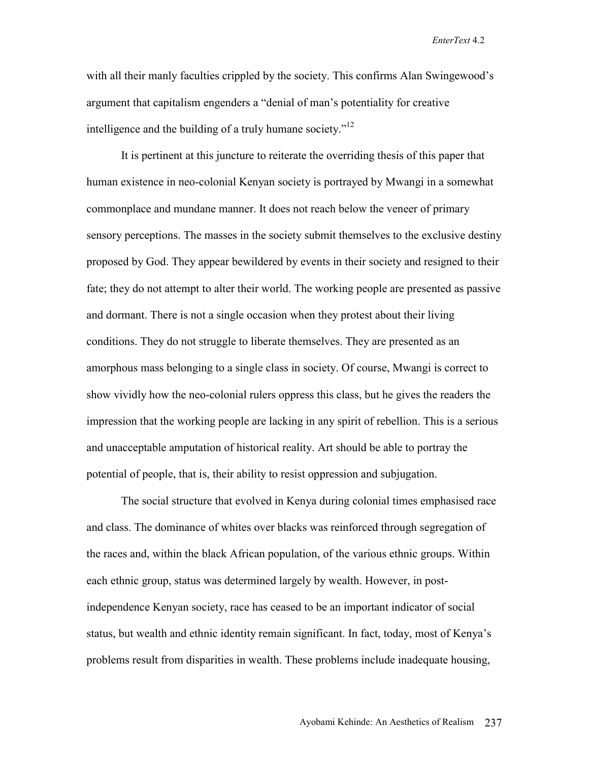with all their manly faculties crippled by the society. This confirms Alan Swingewood's argument that capitalism engenders a "denial of man's potentiality for creative intelligence and the building of a truly humane society."[12]

It is pertinent at this juncture to reiterate the overriding thesis of this paper that human existence in neo-colonial Kenyan society is portrayed by Mwangi in a somewhat commonplace and mundane manner. It does not reach below the veneer of primary sensory perceptions. The masses in the society submit themselves to the exclusive destiny proposed by God. They appear bewildered by events in their society and resigned to their fate; they do not attempt to alter their world. The working people are presented as passive and dormant. There is not a single occasion when they protest about their living conditions. They do not struggle to liberate themselves. They are presented as an amorphous mass belonging to a single class in society. Of course, Mwangi is correct to show vividly how the neo-colonial rulers oppress this class, but he gives the readers the impression that the working people are lacking in any spirit of rebellion. This is a serious and unacceptable amputation of historical reality. Art should be able to portray the potential of people, that is, their ability to resist oppression and subjugation.

The social structure that evolved in Kenya during colonial times emphasised race and class. The dominance of whites over blacks was reinforced through segregation of the races and, within the black African population, of the various ethnic groups. Within each ethnic group, status was determined largely by wealth. However, in post-independence Kenyan society, race has ceased to be an important indicator of social status, but wealth and ethnic identity remain significant. In fact, today, most of Kenya's problems result from disparities in wealth. These problems include inadequate housing,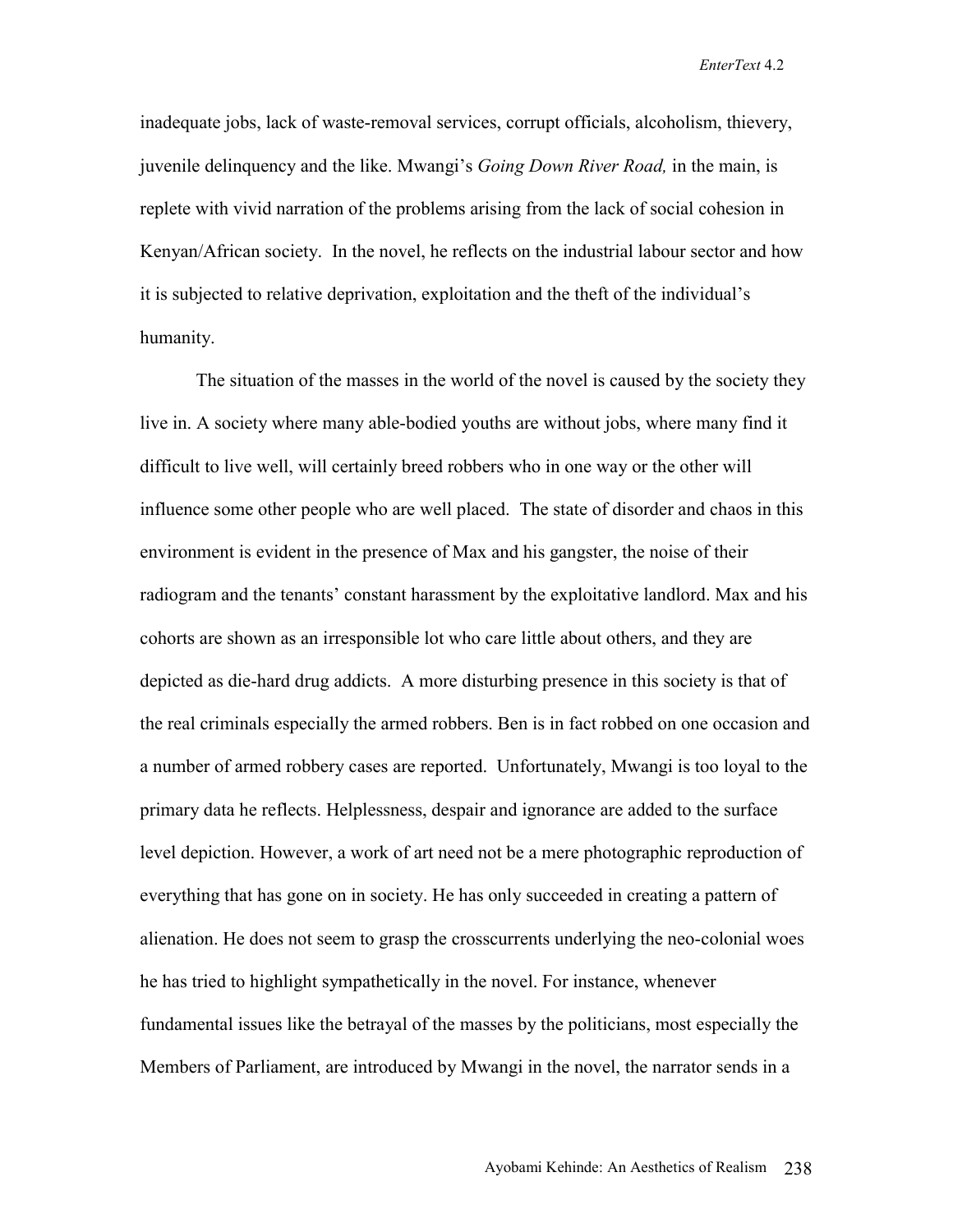inadequate jobs, lack of waste-removal services, corrupt officials, alcoholism, thievery, juvenile delinquency and the like. Mwangi's *Going Down River Road,* in the main, is replete with vivid narration of the problems arising from the lack of social cohesion in Kenyan/African society. In the novel, he reflects on the industrial labour sector and how it is subjected to relative deprivation, exploitation and the theft of the individual's humanity.

The situation of the masses in the world of the novel is caused by the society they live in. A society where many able-bodied youths are without jobs, where many find it difficult to live well, will certainly breed robbers who in one way or the other will influence some other people who are well placed. The state of disorder and chaos in this environment is evident in the presence of Max and his gangster, the noise of their radiogram and the tenants' constant harassment by the exploitative landlord. Max and his cohorts are shown as an irresponsible lot who care little about others, and they are depicted as die-hard drug addicts. A more disturbing presence in this society is that of the real criminals especially the armed robbers. Ben is in fact robbed on one occasion and a number of armed robbery cases are reported. Unfortunately, Mwangi is too loyal to the primary data he reflects. Helplessness, despair and ignorance are added to the surface level depiction. However, a work of art need not be a mere photographic reproduction of everything that has gone on in society. He has only succeeded in creating a pattern of alienation. He does not seem to grasp the crosscurrents underlying the neo-colonial woes he has tried to highlight sympathetically in the novel. For instance, whenever fundamental issues like the betrayal of the masses by the politicians, most especially the Members of Parliament, are introduced by Mwangi in the novel, the narrator sends in a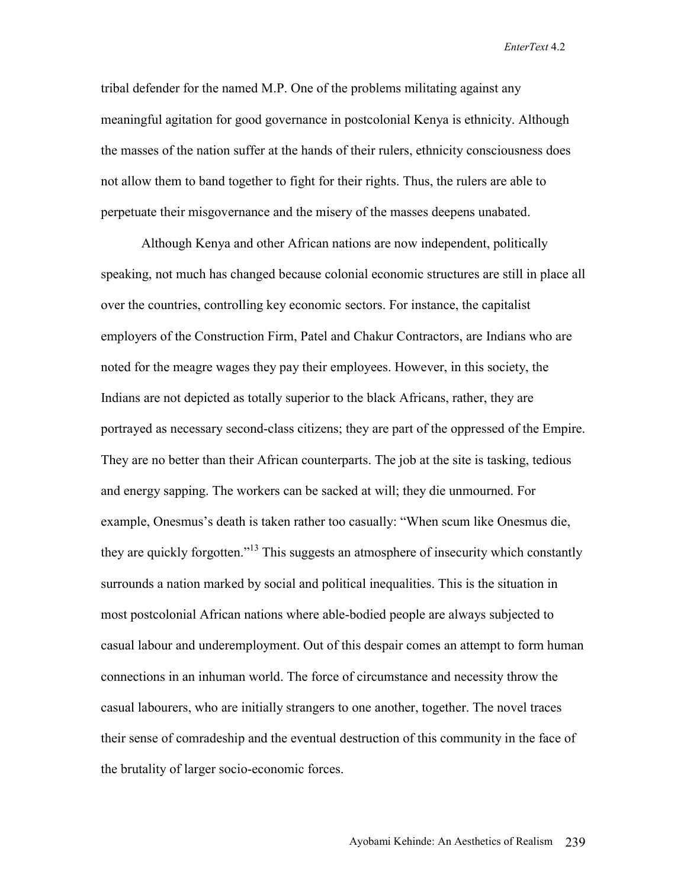tribal defender for the named M.P. One of the problems militating against any meaningful agitation for good governance in postcolonial Kenya is ethnicity. Although the masses of the nation suffer at the hands of their rulers, ethnicity consciousness does not allow them to band together to fight for their rights. Thus, the rulers are able to perpetuate their misgovernance and the misery of the masses deepens unabated.

Although Kenya and other African nations are now independent, politically speaking, not much has changed because colonial economic structures are still in place all over the countries, controlling key economic sectors. For instance, the capitalist employers of the Construction Firm, Patel and Chakur Contractors, are Indians who are noted for the meagre wages they pay their employees. However, in this society, the Indians are not depicted as totally superior to the black Africans, rather, they are portrayed as necessary second-class citizens; they are part of the oppressed of the Empire. They are no better than their African counterparts. The job at the site is tasking, tedious and energy sapping. The workers can be sacked at will; they die unmourned. For example, Onesmus's death is taken rather too casually: "When scum like Onesmus die, they are quickly forgotten."[13] This suggests an atmosphere of insecurity which constantly surrounds a nation marked by social and political inequalities. This is the situation in most postcolonial African nations where able-bodied people are always subjected to casual labour and underemployment. Out of this despair comes an attempt to form human connections in an inhuman world. The force of circumstance and necessity throw the casual labourers, who are initially strangers to one another, together. The novel traces their sense of comradeship and the eventual destruction of this community in the face of the brutality of larger socio-economic forces.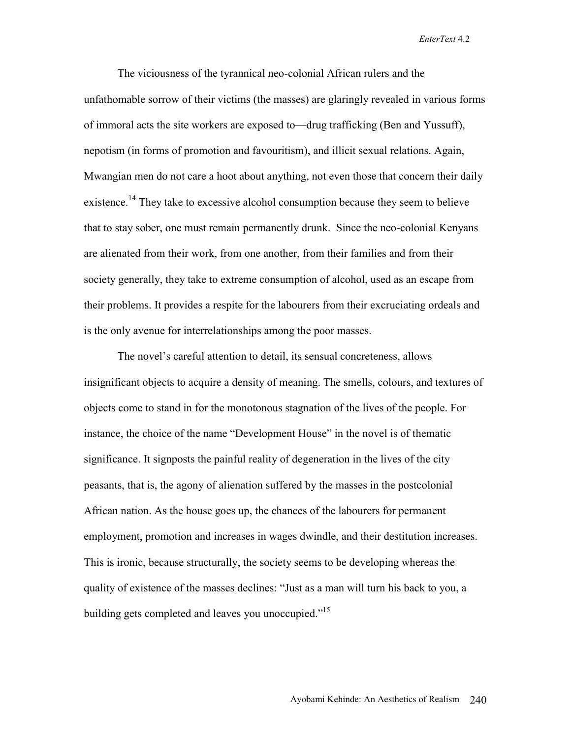The viciousness of the tyrannical neo-colonial African rulers and the unfathomable sorrow of their victims (the masses) are glaringly revealed in various forms of immoral acts the site workers are exposed to—drug trafficking (Ben and Yussuff), nepotism (in forms of promotion and favouritism), and illicit sexual relations. Again, Mwangian men do not care a hoot about anything, not even those that concern their daily existence.[14] They take to excessive alcohol consumption because they seem to believe that to stay sober, one must remain permanently drunk. Since the neo-colonial Kenyans are alienated from their work, from one another, from their families and from their society generally, they take to extreme consumption of alcohol, used as an escape from their problems. It provides a respite for the labourers from their excruciating ordeals and is the only avenue for interrelationships among the poor masses.

The novel's careful attention to detail, its sensual concreteness, allows insignificant objects to acquire a density of meaning. The smells, colours, and textures of objects come to stand in for the monotonous stagnation of the lives of the people. For instance, the choice of the name "Development House" in the novel is of thematic significance. It signposts the painful reality of degeneration in the lives of the city peasants, that is, the agony of alienation suffered by the masses in the postcolonial African nation. As the house goes up, the chances of the labourers for permanent employment, promotion and increases in wages dwindle, and their destitution increases. This is ironic, because structurally, the society seems to be developing whereas the quality of existence of the masses declines: "Just as a man will turn his back to you, a building gets completed and leaves you unoccupied."[15]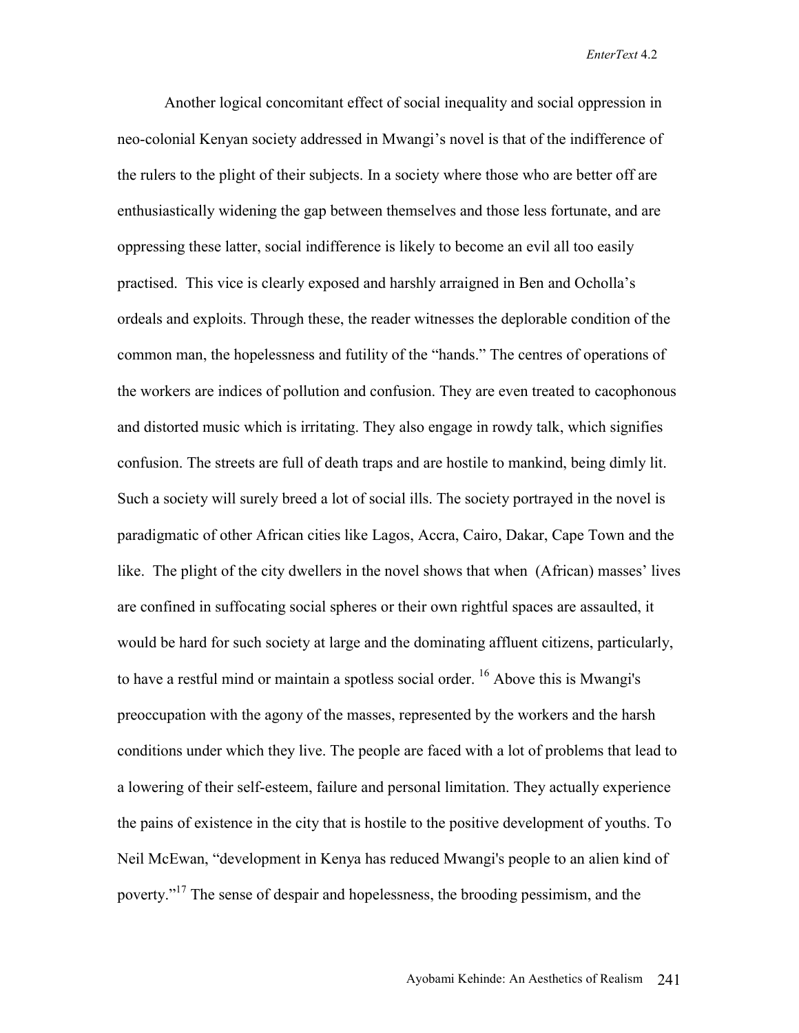Another logical concomitant effect of social inequality and social oppression in neo-colonial Kenyan society addressed in Mwangi's novel is that of the indifference of the rulers to the plight of their subjects. In a society where those who are better off are enthusiastically widening the gap between themselves and those less fortunate, and are oppressing these latter, social indifference is likely to become an evil all too easily practised. This vice is clearly exposed and harshly arraigned in Ben and Ocholla's ordeals and exploits. Through these, the reader witnesses the deplorable condition of the common man, the hopelessness and futility of the "hands." The centres of operations of the workers are indices of pollution and confusion. They are even treated to cacophonous and distorted music which is irritating. They also engage in rowdy talk, which signifies confusion. The streets are full of death traps and are hostile to mankind, being dimly lit. Such a society will surely breed a lot of social ills. The society portrayed in the novel is paradigmatic of other African cities like Lagos, Accra, Cairo, Dakar, Cape Town and the like. The plight of the city dwellers in the novel shows that when (African) masses' lives are confined in suffocating social spheres or their own rightful spaces are assaulted, it would be hard for such society at large and the dominating affluent citizens, particularly, to have a restful mind or maintain a spotless social order. [16] Above this is Mwangi's preoccupation with the agony of the masses, represented by the workers and the harsh conditions under which they live. The people are faced with a lot of problems that lead to a lowering of their self-esteem, failure and personal limitation. They actually experience the pains of existence in the city that is hostile to the positive development of youths. To Neil McEwan, "development in Kenya has reduced Mwangi's people to an alien kind of poverty."[17] The sense of despair and hopelessness, the brooding pessimism, and the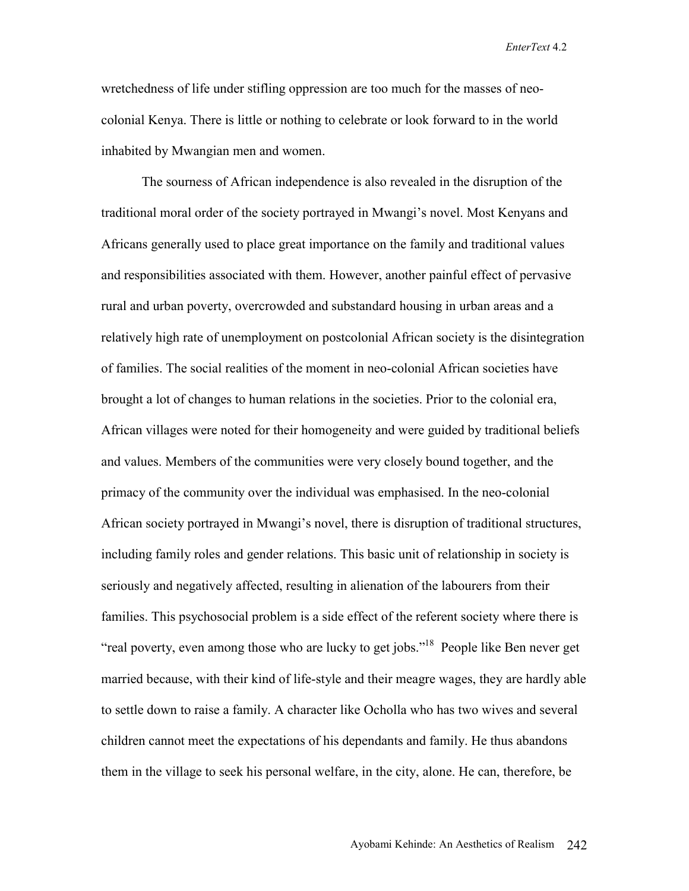wretchedness of life under stifling oppression are too much for the masses of neo-colonial Kenya. There is little or nothing to celebrate or look forward to in the world inhabited by Mwangian men and women.

The sourness of African independence is also revealed in the disruption of the traditional moral order of the society portrayed in Mwangi's novel. Most Kenyans and Africans generally used to place great importance on the family and traditional values and responsibilities associated with them. However, another painful effect of pervasive rural and urban poverty, overcrowded and substandard housing in urban areas and a relatively high rate of unemployment on postcolonial African society is the disintegration of families. The social realities of the moment in neo-colonial African societies have brought a lot of changes to human relations in the societies. Prior to the colonial era, African villages were noted for their homogeneity and were guided by traditional beliefs and values. Members of the communities were very closely bound together, and the primacy of the community over the individual was emphasised. In the neo-colonial African society portrayed in Mwangi's novel, there is disruption of traditional structures, including family roles and gender relations. This basic unit of relationship in society is seriously and negatively affected, resulting in alienation of the labourers from their families. This psychosocial problem is a side effect of the referent society where there is "real poverty, even among those who are lucky to get jobs."[18] People like Ben never get married because, with their kind of life-style and their meagre wages, they are hardly able to settle down to raise a family. A character like Ocholla who has two wives and several children cannot meet the expectations of his dependants and family. He thus abandons them in the village to seek his personal welfare, in the city, alone. He can, therefore, be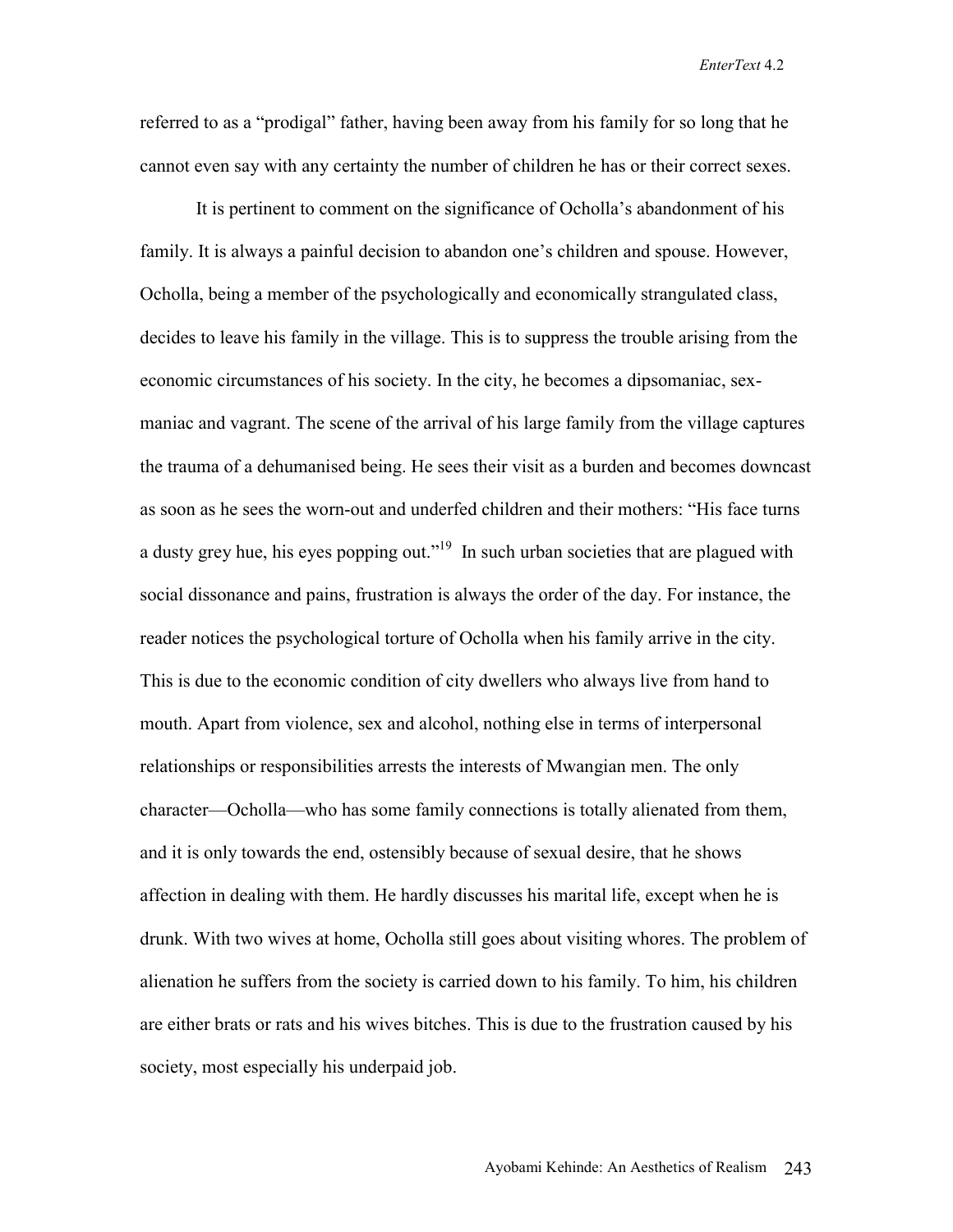referred to as a "prodigal" father, having been away from his family for so long that he cannot even say with any certainty the number of children he has or their correct sexes.

It is pertinent to comment on the significance of Ocholla's abandonment of his family. It is always a painful decision to abandon one's children and spouse. However, Ocholla, being a member of the psychologically and economically strangulated class, decides to leave his family in the village. This is to suppress the trouble arising from the economic circumstances of his society. In the city, he becomes a dipsomaniac, sex-maniac and vagrant. The scene of the arrival of his large family from the village captures the trauma of a dehumanised being. He sees their visit as a burden and becomes downcast as soon as he sees the worn-out and underfed children and their mothers: "His face turns a dusty grey hue, his eyes popping out."[19] In such urban societies that are plagued with social dissonance and pains, frustration is always the order of the day. For instance, the reader notices the psychological torture of Ocholla when his family arrive in the city. This is due to the economic condition of city dwellers who always live from hand to mouth. Apart from violence, sex and alcohol, nothing else in terms of interpersonal relationships or responsibilities arrests the interests of Mwangian men. The only character—Ocholla—who has some family connections is totally alienated from them, and it is only towards the end, ostensibly because of sexual desire, that he shows affection in dealing with them. He hardly discusses his marital life, except when he is drunk. With two wives at home, Ocholla still goes about visiting whores. The problem of alienation he suffers from the society is carried down to his family. To him, his children are either brats or rats and his wives bitches. This is due to the frustration caused by his society, most especially his underpaid job.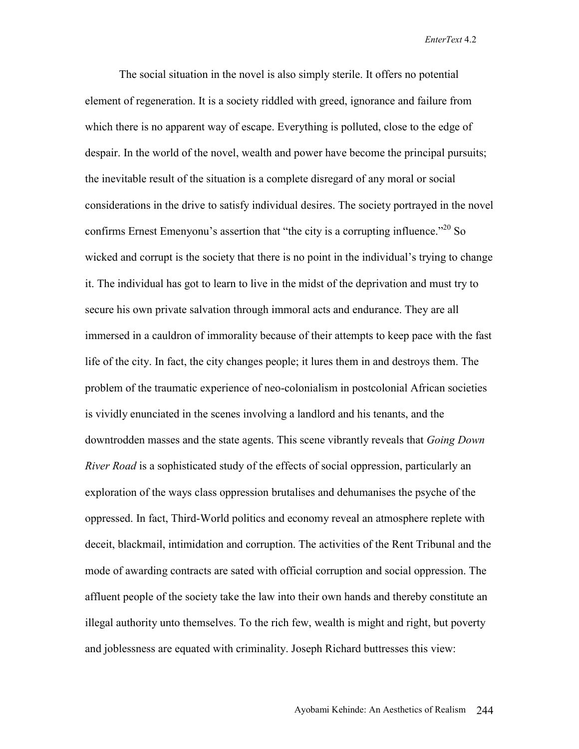The social situation in the novel is also simply sterile. It offers no potential element of regeneration. It is a society riddled with greed, ignorance and failure from which there is no apparent way of escape. Everything is polluted, close to the edge of despair. In the world of the novel, wealth and power have become the principal pursuits; the inevitable result of the situation is a complete disregard of any moral or social considerations in the drive to satisfy individual desires. The society portrayed in the novel confirms Ernest Emenyonu's assertion that "the city is a corrupting influence."[20] So wicked and corrupt is the society that there is no point in the individual's trying to change it. The individual has got to learn to live in the midst of the deprivation and must try to secure his own private salvation through immoral acts and endurance. They are all immersed in a cauldron of immorality because of their attempts to keep pace with the fast life of the city. In fact, the city changes people; it lures them in and destroys them. The problem of the traumatic experience of neo-colonialism in postcolonial African societies is vividly enunciated in the scenes involving a landlord and his tenants, and the downtrodden masses and the state agents. This scene vibrantly reveals that *Going Down River Road* is a sophisticated study of the effects of social oppression, particularly an exploration of the ways class oppression brutalises and dehumanises the psyche of the oppressed. In fact, Third-World politics and economy reveal an atmosphere replete with deceit, blackmail, intimidation and corruption. The activities of the Rent Tribunal and the mode of awarding contracts are sated with official corruption and social oppression. The affluent people of the society take the law into their own hands and thereby constitute an illegal authority unto themselves. To the rich few, wealth is might and right, but poverty and joblessness are equated with criminality. Joseph Richard buttresses this view: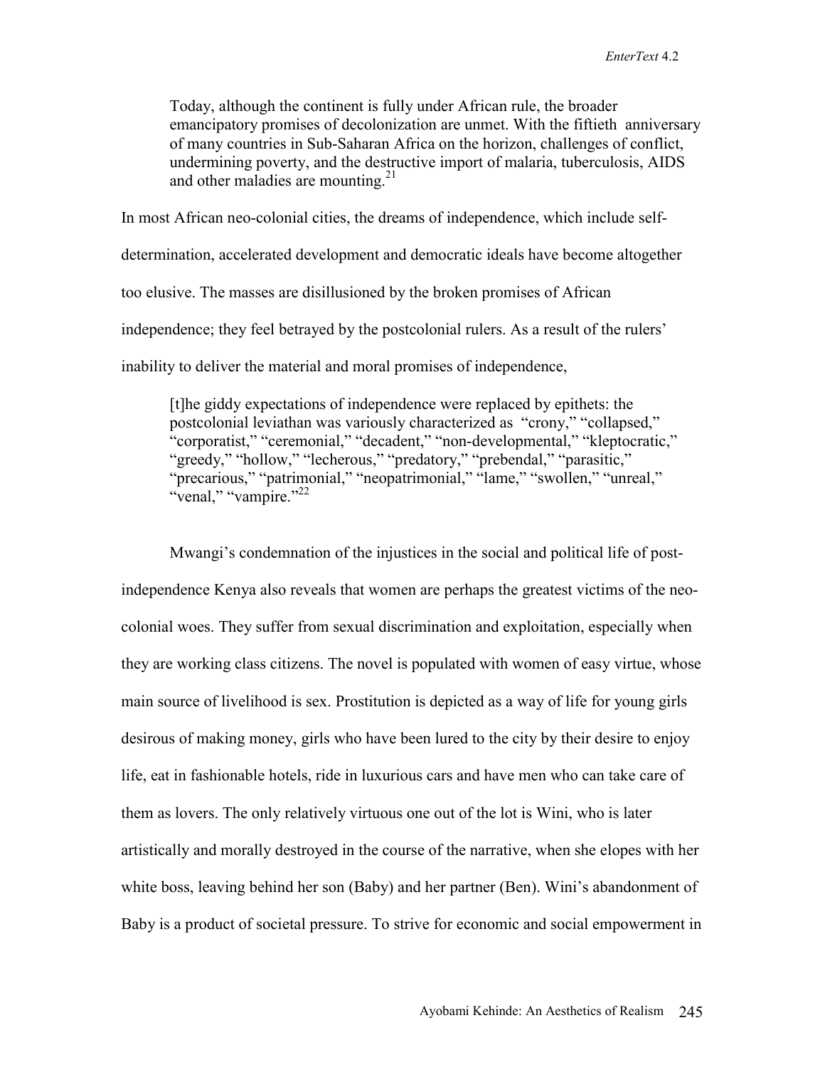> Today, although the continent is fully under African rule, the broader emancipatory promises of decolonization are unmet. With the fiftieth anniversary of many countries in Sub-Saharan Africa on the horizon, challenges of conflict, undermining poverty, and the destructive import of malaria, tuberculosis, AIDS and other maladies are mounting.[21]

In most African neo-colonial cities, the dreams of independence, which include self-determination, accelerated development and democratic ideals have become altogether too elusive. The masses are disillusioned by the broken promises of African independence; they feel betrayed by the postcolonial rulers. As a result of the rulers' inability to deliver the material and moral promises of independence,

> [t]he giddy expectations of independence were replaced by epithets: the postcolonial leviathan was variously characterized as "crony," "collapsed," "corporatist," "ceremonial," "decadent," "non-developmental," "kleptocratic," "greedy," "hollow," "lecherous," "predatory," "prebendal," "parasitic," "precarious," "patrimonial," "neopatrimonial," "lame," "swollen," "unreal," "venal," "vampire."[22]

Mwangi's condemnation of the injustices in the social and political life of post-independence Kenya also reveals that women are perhaps the greatest victims of the neo-colonial woes. They suffer from sexual discrimination and exploitation, especially when they are working class citizens. The novel is populated with women of easy virtue, whose main source of livelihood is sex. Prostitution is depicted as a way of life for young girls desirous of making money, girls who have been lured to the city by their desire to enjoy life, eat in fashionable hotels, ride in luxurious cars and have men who can take care of them as lovers. The only relatively virtuous one out of the lot is Wini, who is later artistically and morally destroyed in the course of the narrative, when she elopes with her white boss, leaving behind her son (Baby) and her partner (Ben). Wini's abandonment of Baby is a product of societal pressure. To strive for economic and social empowerment in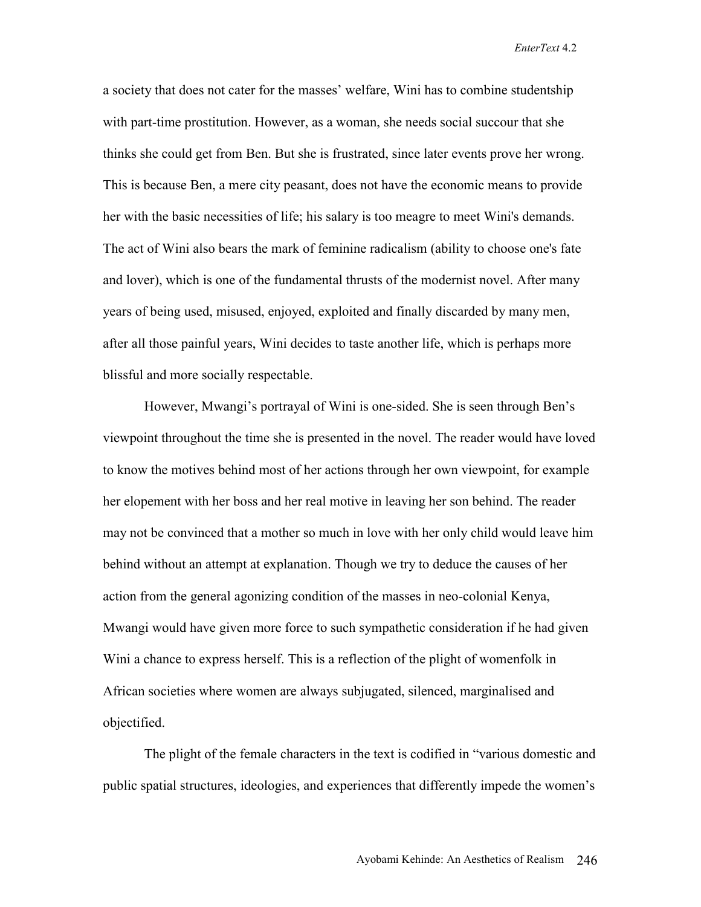a society that does not cater for the masses' welfare, Wini has to combine studentship with part-time prostitution. However, as a woman, she needs social succour that she thinks she could get from Ben. But she is frustrated, since later events prove her wrong. This is because Ben, a mere city peasant, does not have the economic means to provide her with the basic necessities of life; his salary is too meagre to meet Wini's demands. The act of Wini also bears the mark of feminine radicalism (ability to choose one's fate and lover), which is one of the fundamental thrusts of the modernist novel. After many years of being used, misused, enjoyed, exploited and finally discarded by many men, after all those painful years, Wini decides to taste another life, which is perhaps more blissful and more socially respectable.

However, Mwangi's portrayal of Wini is one-sided. She is seen through Ben's viewpoint throughout the time she is presented in the novel. The reader would have loved to know the motives behind most of her actions through her own viewpoint, for example her elopement with her boss and her real motive in leaving her son behind. The reader may not be convinced that a mother so much in love with her only child would leave him behind without an attempt at explanation. Though we try to deduce the causes of her action from the general agonizing condition of the masses in neo-colonial Kenya, Mwangi would have given more force to such sympathetic consideration if he had given Wini a chance to express herself. This is a reflection of the plight of womenfolk in African societies where women are always subjugated, silenced, marginalised and objectified.

The plight of the female characters in the text is codified in "various domestic and public spatial structures, ideologies, and experiences that differently impede the women's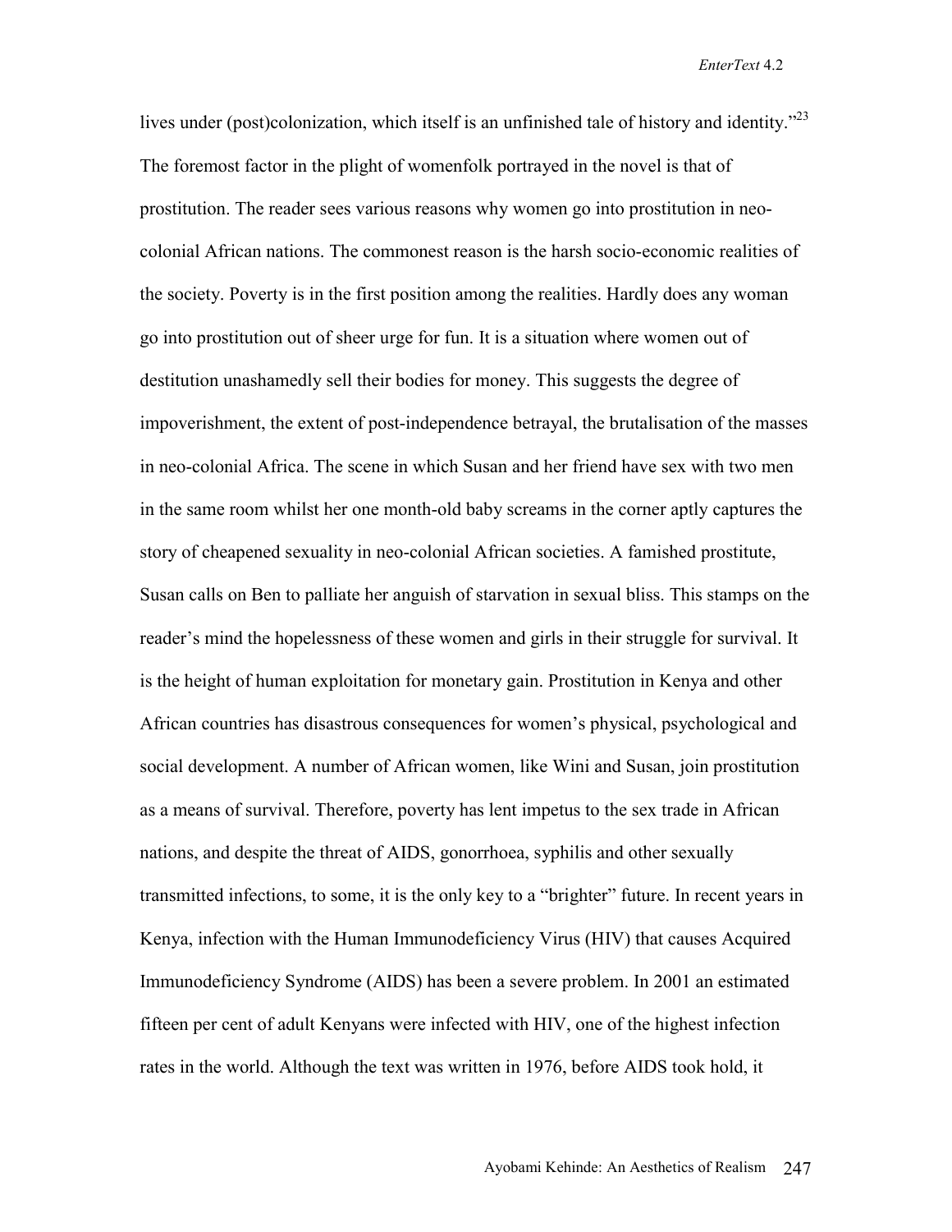lives under (post)colonization, which itself is an unfinished tale of history and identity."[23] The foremost factor in the plight of womenfolk portrayed in the novel is that of prostitution. The reader sees various reasons why women go into prostitution in neo-colonial African nations. The commonest reason is the harsh socio-economic realities of the society. Poverty is in the first position among the realities. Hardly does any woman go into prostitution out of sheer urge for fun. It is a situation where women out of destitution unashamedly sell their bodies for money. This suggests the degree of impoverishment, the extent of post-independence betrayal, the brutalisation of the masses in neo-colonial Africa. The scene in which Susan and her friend have sex with two men in the same room whilst her one month-old baby screams in the corner aptly captures the story of cheapened sexuality in neo-colonial African societies. A famished prostitute, Susan calls on Ben to palliate her anguish of starvation in sexual bliss. This stamps on the reader's mind the hopelessness of these women and girls in their struggle for survival. It is the height of human exploitation for monetary gain. Prostitution in Kenya and other African countries has disastrous consequences for women's physical, psychological and social development. A number of African women, like Wini and Susan, join prostitution as a means of survival. Therefore, poverty has lent impetus to the sex trade in African nations, and despite the threat of AIDS, gonorrhoea, syphilis and other sexually transmitted infections, to some, it is the only key to a "brighter" future. In recent years in Kenya, infection with the Human Immunodeficiency Virus (HIV) that causes Acquired Immunodeficiency Syndrome (AIDS) has been a severe problem. In 2001 an estimated fifteen per cent of adult Kenyans were infected with HIV, one of the highest infection rates in the world. Although the text was written in 1976, before AIDS took hold, it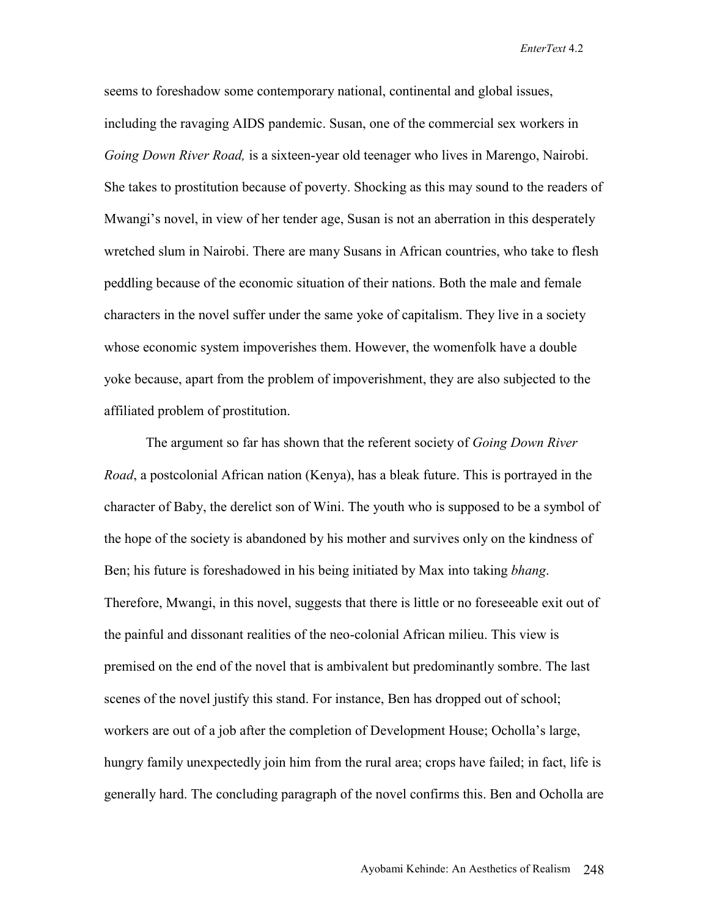seems to foreshadow some contemporary national, continental and global issues, including the ravaging AIDS pandemic. Susan, one of the commercial sex workers in *Going Down River Road,* is a sixteen-year old teenager who lives in Marengo, Nairobi. She takes to prostitution because of poverty. Shocking as this may sound to the readers of Mwangi's novel, in view of her tender age, Susan is not an aberration in this desperately wretched slum in Nairobi. There are many Susans in African countries, who take to flesh peddling because of the economic situation of their nations. Both the male and female characters in the novel suffer under the same yoke of capitalism. They live in a society whose economic system impoverishes them. However, the womenfolk have a double yoke because, apart from the problem of impoverishment, they are also subjected to the affiliated problem of prostitution.

The argument so far has shown that the referent society of *Going Down River Road*, a postcolonial African nation (Kenya), has a bleak future. This is portrayed in the character of Baby, the derelict son of Wini. The youth who is supposed to be a symbol of the hope of the society is abandoned by his mother and survives only on the kindness of Ben; his future is foreshadowed in his being initiated by Max into taking *bhang*. Therefore, Mwangi, in this novel, suggests that there is little or no foreseeable exit out of the painful and dissonant realities of the neo-colonial African milieu. This view is premised on the end of the novel that is ambivalent but predominantly sombre. The last scenes of the novel justify this stand. For instance, Ben has dropped out of school; workers are out of a job after the completion of Development House; Ocholla's large, hungry family unexpectedly join him from the rural area; crops have failed; in fact, life is generally hard. The concluding paragraph of the novel confirms this. Ben and Ocholla are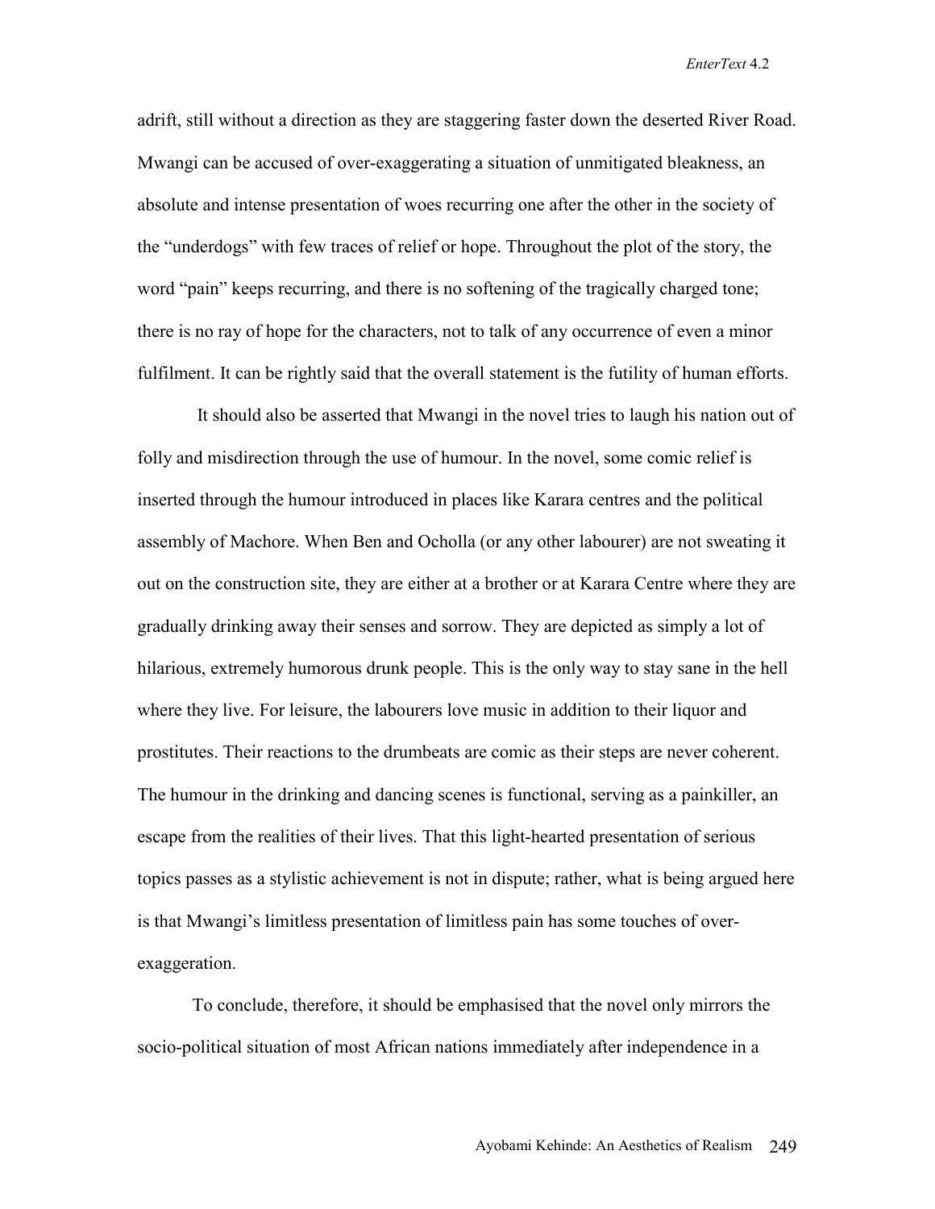adrift, still without a direction as they are staggering faster down the deserted River Road. Mwangi can be accused of over-exaggerating a situation of unmitigated bleakness, an absolute and intense presentation of woes recurring one after the other in the society of the "underdogs" with few traces of relief or hope. Throughout the plot of the story, the word "pain" keeps recurring, and there is no softening of the tragically charged tone; there is no ray of hope for the characters, not to talk of any occurrence of even a minor fulfilment. It can be rightly said that the overall statement is the futility of human efforts.

It should also be asserted that Mwangi in the novel tries to laugh his nation out of folly and misdirection through the use of humour. In the novel, some comic relief is inserted through the humour introduced in places like Karara centres and the political assembly of Machore. When Ben and Ocholla (or any other labourer) are not sweating it out on the construction site, they are either at a brother or at Karara Centre where they are gradually drinking away their senses and sorrow. They are depicted as simply a lot of hilarious, extremely humorous drunk people. This is the only way to stay sane in the hell where they live. For leisure, the labourers love music in addition to their liquor and prostitutes. Their reactions to the drumbeats are comic as their steps are never coherent. The humour in the drinking and dancing scenes is functional, serving as a painkiller, an escape from the realities of their lives. That this light-hearted presentation of serious topics passes as a stylistic achievement is not in dispute; rather, what is being argued here is that Mwangi's limitless presentation of limitless pain has some touches of over-exaggeration.

To conclude, therefore, it should be emphasised that the novel only mirrors the socio-political situation of most African nations immediately after independence in a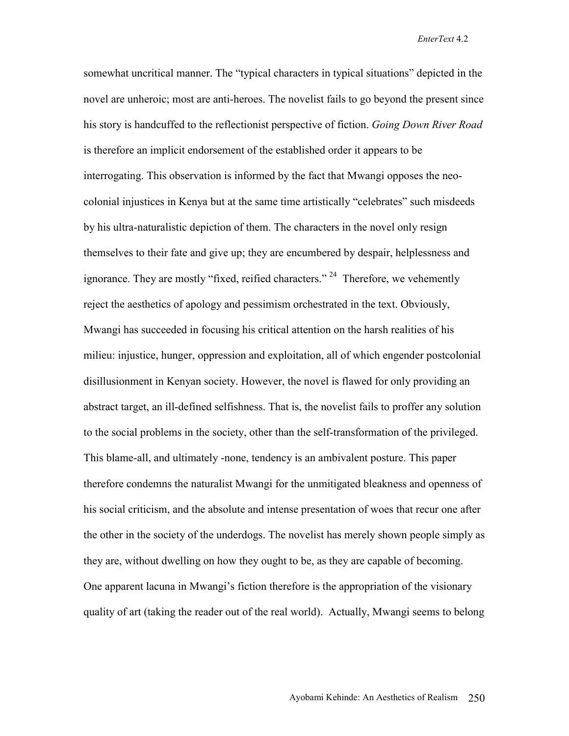somewhat uncritical manner. The "typical characters in typical situations" depicted in the novel are unheroic; most are anti-heroes. The novelist fails to go beyond the present since his story is handcuffed to the reflectionist perspective of fiction. *Going Down River Road* is therefore an implicit endorsement of the established order it appears to be interrogating. This observation is informed by the fact that Mwangi opposes the neo-colonial injustices in Kenya but at the same time artistically "celebrates" such misdeeds by his ultra-naturalistic depiction of them. The characters in the novel only resign themselves to their fate and give up; they are encumbered by despair, helplessness and ignorance. They are mostly "fixed, reified characters." [24] Therefore, we vehemently reject the aesthetics of apology and pessimism orchestrated in the text. Obviously, Mwangi has succeeded in focusing his critical attention on the harsh realities of his milieu: injustice, hunger, oppression and exploitation, all of which engender postcolonial disillusionment in Kenyan society. However, the novel is flawed for only providing an abstract target, an ill-defined selfishness. That is, the novelist fails to proffer any solution to the social problems in the society, other than the self-transformation of the privileged. This blame-all, and ultimately -none, tendency is an ambivalent posture. This paper therefore condemns the naturalist Mwangi for the unmitigated bleakness and openness of his social criticism, and the absolute and intense presentation of woes that recur one after the other in the society of the underdogs. The novelist has merely shown people simply as they are, without dwelling on how they ought to be, as they are capable of becoming. One apparent lacuna in Mwangi's fiction therefore is the appropriation of the visionary quality of art (taking the reader out of the real world). Actually, Mwangi seems to belong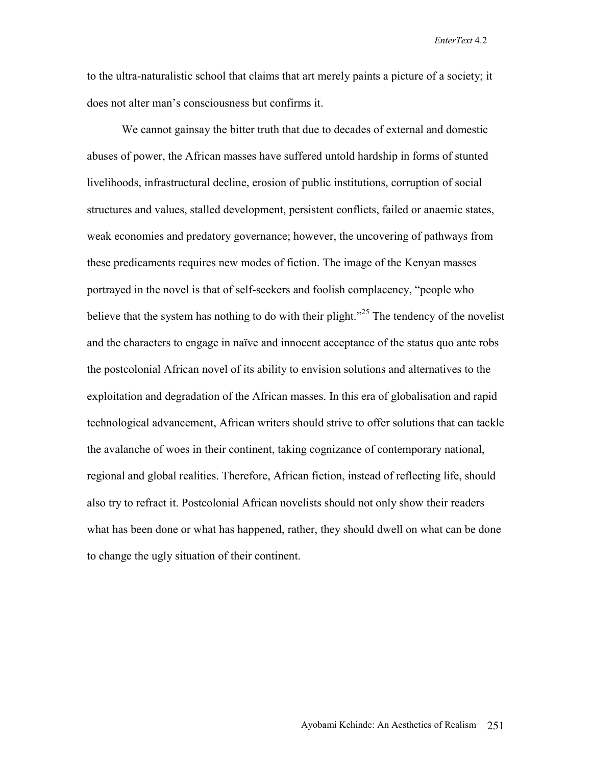to the ultra-naturalistic school that claims that art merely paints a picture of a society; it does not alter man's consciousness but confirms it.

We cannot gainsay the bitter truth that due to decades of external and domestic abuses of power, the African masses have suffered untold hardship in forms of stunted livelihoods, infrastructural decline, erosion of public institutions, corruption of social structures and values, stalled development, persistent conflicts, failed or anaemic states, weak economies and predatory governance; however, the uncovering of pathways from these predicaments requires new modes of fiction. The image of the Kenyan masses portrayed in the novel is that of self-seekers and foolish complacency, "people who believe that the system has nothing to do with their plight."[25] The tendency of the novelist and the characters to engage in naïve and innocent acceptance of the status quo ante robs the postcolonial African novel of its ability to envision solutions and alternatives to the exploitation and degradation of the African masses. In this era of globalisation and rapid technological advancement, African writers should strive to offer solutions that can tackle the avalanche of woes in their continent, taking cognizance of contemporary national, regional and global realities. Therefore, African fiction, instead of reflecting life, should also try to refract it. Postcolonial African novelists should not only show their readers what has been done or what has happened, rather, they should dwell on what can be done to change the ugly situation of their continent.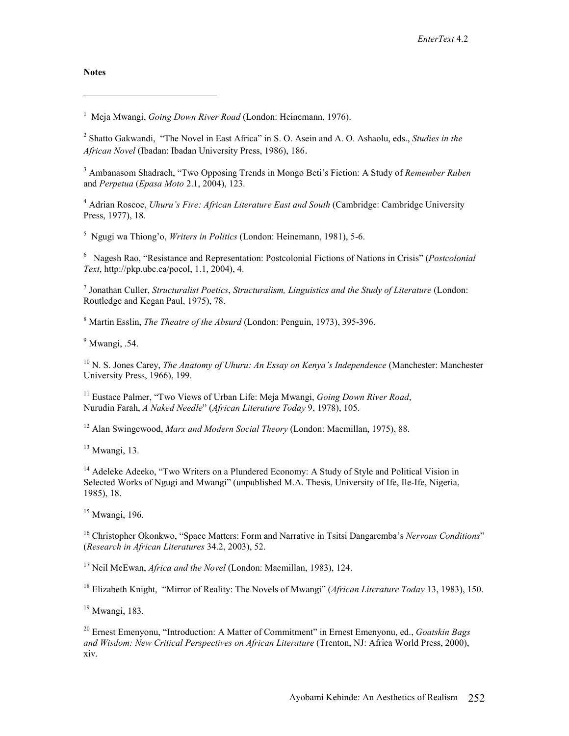**Notes**

[1] Meja Mwangi, *Going Down River Road* (London: Heinemann, 1976).

[2] Shatto Gakwandi, "The Novel in East Africa" in S. O. Asein and A. O. Ashaolu, eds., *Studies in the African Novel* (Ibadan: Ibadan University Press, 1986), 186.

[3] Ambanasom Shadrach, "Two Opposing Trends in Mongo Beti's Fiction: A Study of *Remember Ruben* and *Perpetua* (*Epasa Moto* 2.1, 2004), 123.

[4] Adrian Roscoe, *Uhuru's Fire: African Literature East and South* (Cambridge: Cambridge University Press, 1977), 18.

[5] Ngugi wa Thiong'o, *Writers in Politics* (London: Heinemann, 1981), 5-6.

[6] Nagesh Rao, "Resistance and Representation: Postcolonial Fictions of Nations in Crisis" (*Postcolonial Text*, http://pkp.ubc.ca/pocol, 1.1, 2004), 4.

[7] Jonathan Culler, *Structuralist Poetics*, *Structuralism, Linguistics and the Study of Literature* (London: Routledge and Kegan Paul, 1975), 78.

[8] Martin Esslin, *The Theatre of the Absurd* (London: Penguin, 1973), 395-396.

[9] Mwangi, .54.

[10] N. S. Jones Carey, *The Anatomy of Uhuru: An Essay on Kenya's Independence* (Manchester: Manchester University Press, 1966), 199.

[11] Eustace Palmer, "Two Views of Urban Life: Meja Mwangi, *Going Down River Road*, Nurudin Farah, *A Naked Needle*" (*African Literature Today* 9, 1978), 105.

[12] Alan Swingewood, *Marx and Modern Social Theory* (London: Macmillan, 1975), 88.

[13] Mwangi, 13.

[14] Adeleke Adeeko, "Two Writers on a Plundered Economy: A Study of Style and Political Vision in Selected Works of Ngugi and Mwangi" (unpublished M.A. Thesis, University of Ife, Ile-Ife, Nigeria, 1985), 18.

[15] Mwangi, 196.

[16] Christopher Okonkwo, "Space Matters: Form and Narrative in Tsitsi Dangaremba's *Nervous Conditions*" (*Research in African Literatures* 34.2, 2003), 52.

[17] Neil McEwan, *Africa and the Novel* (London: Macmillan, 1983), 124.

[18] Elizabeth Knight, "Mirror of Reality: The Novels of Mwangi" (*African Literature Today* 13, 1983), 150.

[19] Mwangi, 183.

[20] Ernest Emenyonu, "Introduction: A Matter of Commitment" in Ernest Emenyonu, ed., *Goatskin Bags and Wisdom: New Critical Perspectives on African Literature* (Trenton, NJ: Africa World Press, 2000), xiv.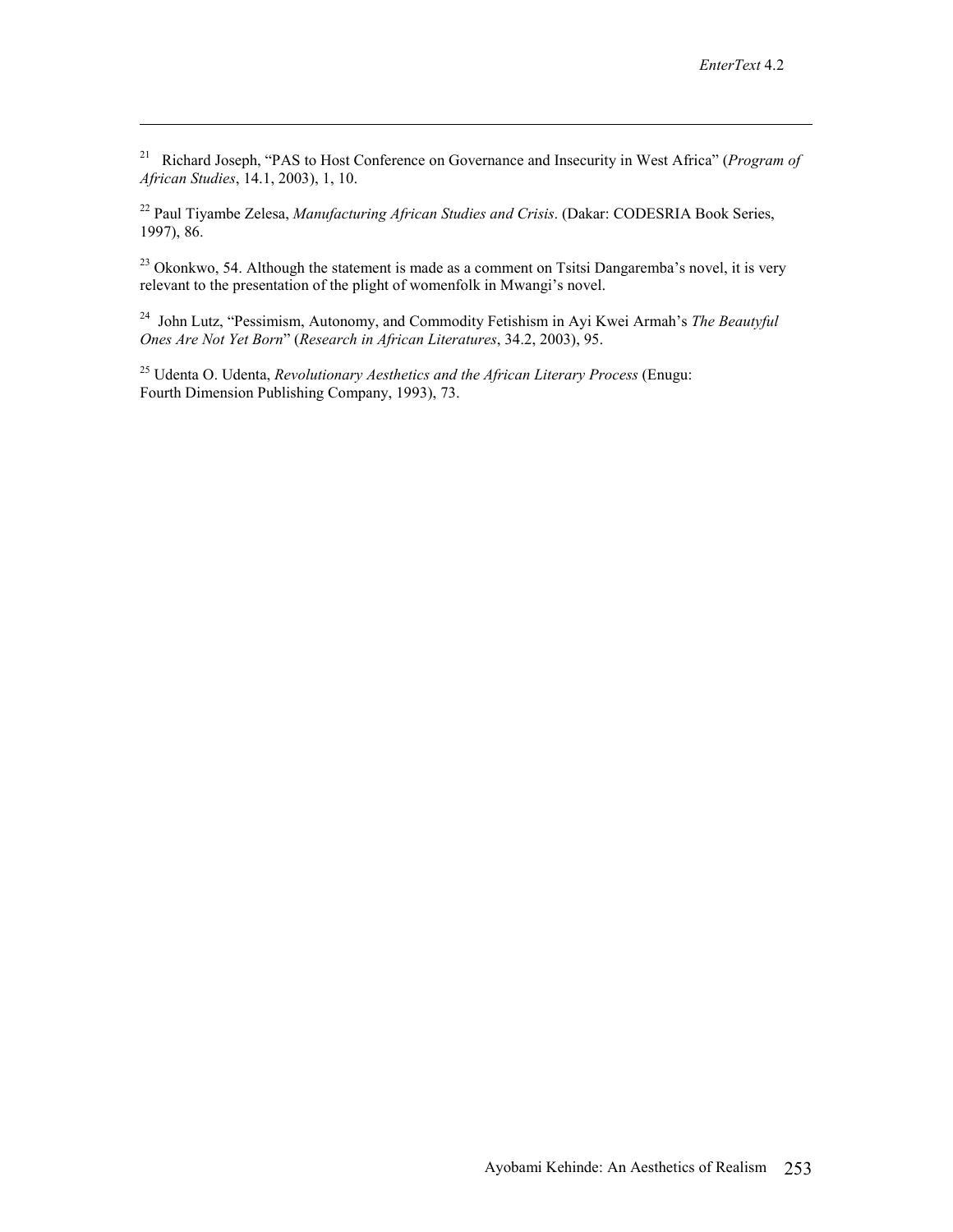[21] Richard Joseph, “PAS to Host Conference on Governance and Insecurity in West Africa” (*Program of African Studies*, 14.1, 2003), 1, 10.

[22] Paul Tiyambe Zelesa, *Manufacturing African Studies and Crisis*. (Dakar: CODESRIA Book Series, 1997), 86.

[23] Okonkwo, 54. Although the statement is made as a comment on Tsitsi Dangaremba’s novel, it is very relevant to the presentation of the plight of womenfolk in Mwangi’s novel.

[24] John Lutz, “Pessimism, Autonomy, and Commodity Fetishism in Ayi Kwei Armah’s *The Beautyful Ones Are Not Yet Born*” (*Research in African Literatures*, 34.2, 2003), 95.

[25] Udenta O. Udenta, *Revolutionary Aesthetics and the African Literary Process* (Enugu: Fourth Dimension Publishing Company, 1993), 73.